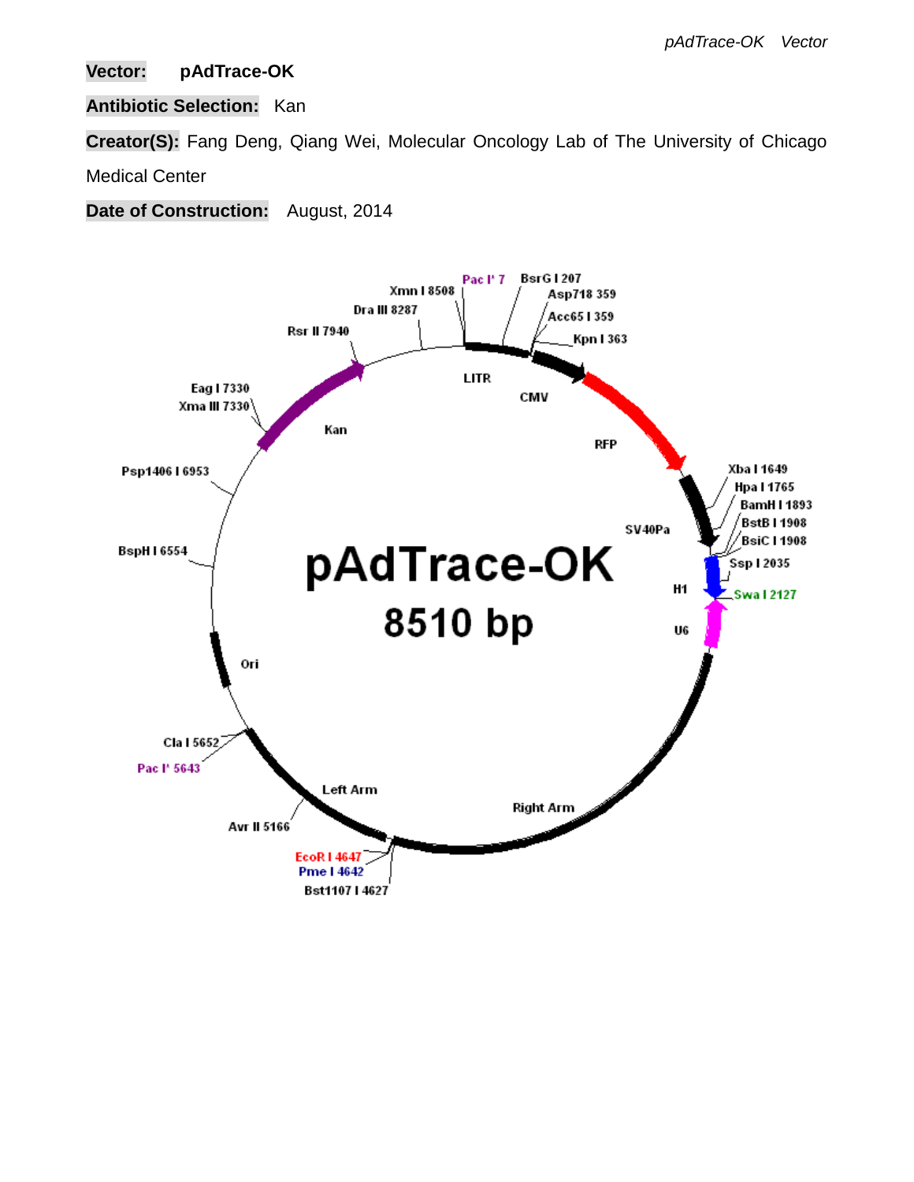**Vector:** **pAdTrace-OK**

**Antibiotic Selection:** Kan

**Creator(S):** Fang Deng, Qiang Wei, Molecular Oncology Lab of The University of Chicago Medical Center

**Date of Construction:** August, 2014

pAdTrace-OK

8510 bp

Pac I' 7
BsrG I 207
Asp718 359
Acc65 I 359
Kpn I 363
Xmn I 8508
Dra III 8287
Rsr II 7940
Eag I 7330
Xma III 7330
Psp1406 I 6953
BspH I 6554
Cla I 5652
Pac I' 5643
Avr II 5166
EcoR I 4647
Pme I 4642
Bst1107 I 4627
Xba I 1649
Hpa I 1765
BamH I 1893
BstB I 1908
BsiC I 1908
Ssp I 2035
Swa I 2127

LITR
CMV
RFP
SV40Pa
H1
U6
Right Arm
Left Arm
Ori
Kan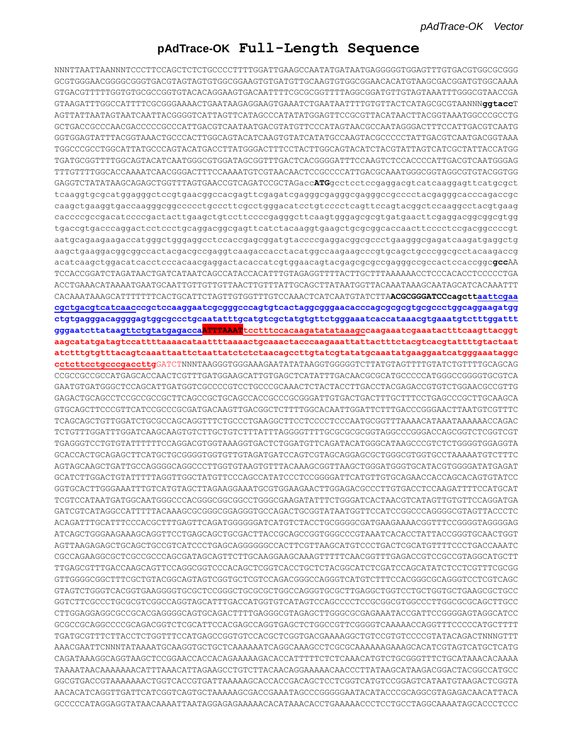# pAdTrace-OK **Full-Length Sequence**

NNNTTAATTAANNNTCCCTTCCAGCTCTCTGCCCCTTTTGGATTGAAGCCAATATGATAATGAGGGGGTGGAGTTTGTGACGTGGCGCGGG
GCGTGGGAACGGGGCGGGTGACGTAGTAGTGTGGCGGAAGTGTGATGTTGCAAGTGTGGCGGAACACATGTAAGCGACGGATGTGGCAAAA
GTGACGTTTTTGGTGTGCGCCGGTGTACACAGGAAGTGACAATTTTCGCGCGGTTTTAGGCGGATGTTGTAGTAAATTTGGGCGTAACCGA
GTAAGATTTGGCCATTTTCGCGGGAAAACTGAATAAGAGGAAGTGAAATCTGAATAATTTTGTGTTACTCATAGCGCGTAANNN**ggtacc**T
AGTTATTAATAGTAATCAATTACGGGGTCATTAGTTCATAGCCCATATATGGAGTTCCGCGTTACATAACTTACGGTAAATGGCCCGCCTG
GCTGACCGCCCAACGACCCCCGCCCATTGACGTCAATAATGACGTATGTTCCCATAGTAACGCCAATAGGGACTTTCCATTGACGTCAATG
GGTGGAGTATTTACGGTAAACTGCCCACTTGGCAGTACATCAAGTGTATCATATGCCAAGTACGCCCCCTATTGACGTCAATGACGGTAAA
TGGCCCGCCTGGCATTATGCCCAGTACATGACCTTATGGGACTTTCCTACTTGGCAGTACATCTACGTATTAGTCATCGCTATTACCATGG
TGATGCGGTTTTGGCAGTACATCAATGGGCGTGGATAGCGGTTTGACTCACGGGGATTTCCAAGTCTCCACCCCATTGACGTCAATGGGAG
TTTGTTTTGGCACCAAAATCAACGGGACTTTCCAAAATGTCGTAACAACTCCGCCCCATTGACGCAAATGGGCGGTAGGCGTGTACGGTGG
GAGGTCTATATAAGCAGAGCTGGTTTAGTGAACCGTCAGATCCGCTAGAcc**ATG**gcctcctccgaggacgtcatcaaggagttcatgcgct
tcaaggtgcgcatggagggctccgtgaacggccacgagttcgagatcgagggcgagggcgagggccgcccctacgagggcacccagaccgc
caagctgaaggtgaccaagggcggccccctgcccttcgcctgggacatcctgtcccctcagttccagtacggctccaaggcctacgtgaag
caccccgccgacatccccgactacttgaagctgtccttccccgagggcttcaagtgggagcgcgtgatgaacttcgaggacggcggcgtgg
tgaccgtgacccaggactcctccctgcaggacggcgagttcatctacaaggtgaagctgcgcggcaccaacttcccctccgacggccccgt
aatgcagaagaagaccatgggctgggaggcctccaccgagcggatgtaccccgaggacggcgccctgaagggcgagatcaagatgaggctg
aagctgaaggacggcggccactacgacgccgaggtcaagaccacctacatggccaagaagcccgtgcagctgcccggcgcctacaagaccg
acatcaagctggacatcacctcccacaacgaggactacaccatcgtggaacagtacgagcgcgccgagggccgccactccaccggc**gcc**AA
TCCACCGGATCTAGATAACTGATCATAATCAGCCATACCACATTTGTAGAGGTTTTACTTGCTTTAAAAAACCTCCCACACCTCCCCCTGA
ACCTGAAACATAAAATGAATGCAATTGTTGTTGTTAACTTGTTTATTGCAGCTTATAATGGTTACAAATAAAGCAATAGCATCACAAATTT
CACAAATAAAGCATTTTTTTCACTGCATTCTAGTTGTGGTTTGTCCAAACTCATCAATGTATCTTA**ACGCGGGATCCcagctt**aattcgaa
cgctgacgtcatcaacccgctccaaggaatcgcgggcccagtgtcactaggcgggaacacccagcgcgcgtgcgccctggcaggaagatgg
ctgtgagggacaggggagtggcgccctgcaatatttgcatgtcgctatgtgttctgggaaatcaccataaacgtgaaatgtctttggattt
gggaatcttataagttctgtatgagacca**ATTTAAAT**tcctttccacaagatatataaagccaagaaatcgaaatactttcaagttacggt
aagcatatgatagtccattttaaaacataattttaaaactgcaaactacccaagaaattattactttctacgtcacgtattttgtactaat
atctttgtgtttacagtcaaattaattctaattatctctctaacagccttgtatcgtatatgcaaatatgaaggaatcatgggaaataggc
cctcttcctgcccgaccttgGATCTNNNTAAGGGTGGGAAAGAATATATAAGGTGGGGGTCTTATGTAGTTTTGTATCTGTTTTGCAGCAG
CCGCCGCCGCCATGAGCACCAACTCGTTTGATGGAAGCATTGTGAGCTCATATTTGACAACGCGCATGCCCCCATGGGCCGGGGTGCGTCA
GAATGTGATGGGCTCCAGCATTGATGGTCGCCCCGTCCTGCCCGCAAACTCTACTACCTTGACCTACGAGACCGTGTCTGGAACGCCGTTG
GAGACTGCAGCCTCCGCCGCCGCTTCAGCCGCTGCAGCCACCGCCCGCGGGATTGTGACTGACTTTGCTTTCCTGAGCCCGCTTGCAAGCA
GTGCAGCTTCCCGTTCATCCGCCCGCGATGACAAGTTGACGGCTCTTTTGGCACAATTGGATTCTTTGACCCGGGAACTTAATGTCGTTTC
TCAGCAGCTGTTGGATCTGCGCCAGCAGGTTTCTGCCCTGAAGGCTTCCTCCCCTCCCAATGCGGTTTAAAACATAAATAAAAAACCAGAC
TCTGTTTGGATTTGGATCAAGCAAGTGTCTTGCTGTCTTTATTTAGGGGTTTTGCGCGCGCGGTAGGCCCGGGACCAGCGGTCTCGGTCGT
TGAGGGTCCTGTGTATTTTTTCCAGGACGTGGTAAAGGTGACTCTGGATGTTCAGATACATGGGCATAAGCCCGTCTCTGGGGTGGAGGTA
GCACCACTGCAGAGCTTCATGCTGCGGGGTGGTGTTGTAGATGATCCAGTCGTAGCAGGAGCGCTGGGCGTGGTGCCTAAAAATGTCTTTC
AGTAGCAAGCTGATTGCCAGGGGCAGGCCCTTGGTGTAAGTGTTTACAAAGCGGTTAAGCTGGGATGGGTGCATACGTGGGGATATGAGAT
GCATCTTGGACTGTATTTTTAGGTTGGCTATGTTCCCAGCCATATCCCTCCGGGGATTCATGTTGTGCAGAACCACCAGCACAGTGTATCC
GGTGCACTTGGGAAATTTGTCATGTAGCTTAGAAGGAAATGCGTGGAAGAACTTGGAGACGCCCTTGTGACCTCCAAGATTTTCCATGCAT
TCGTCCATAATGATGGCAATGGGCCCACGGGCGGCGGCCTGGGCGAAGATATTTCTGGGATCACTAACGTCATAGTTGTGTTCCAGGATGA
GATCGTCATAGGCCATTTTTACAAAGCGCGGGCGGAGGGTGCCAGACTGCGGTATAATGGTTCCATCCGGCCCAGGGGCGTAGTTACCCTC
ACAGATTTGCATTTCCCACGCTTTGAGTTCAGATGGGGGGATCATGTCTACCTGCGGGGCGATGAAGAAAACGGTTTCCGGGGTAGGGGAG
ATCAGCTGGGAAGAAAGCAGGTTCCTGAGCAGCTGCGACTTACCGCAGCCGGTGGGCCCGTAAATCACACCTATTACCGGGTGCAACTGGT
AGTTAAGAGAGCTGCAGCTGCCGTCATCCCTGAGCAGGGGGGCCACTTCGTTAAGCATGTCCCTGACTCGCATGTTTTCCCTGACCAAATC
CGCCAGAAGGCGCTCGCCGCCCAGCGATAGCAGTTCTTGCAAGGAAGCAAAGTTTTTCAACGGTTTGAGACCGTCCGCCGTAGGCATGCTT
TTGAGCGTTTGACCAAGCAGTTCCAGGCGGTCCCACAGCTCGGTCACCTGCTCTACGGCATCTCGATCCAGCATATCTCCTCGTTTCGCGG
GTTGGGGCGGCTTTCGCTGTACGGCAGTAGTCGGTGCTCGTCCAGACGGGCCAGGGTCATGTCTTTCCACGGGCGCAGGGTCCTCGTCAGC
GTAGTCTGGGTCACGGTGAAGGGGTGCGCTCCGGGCTGCGCGCTGGCCAGGGTGCGCTTGAGGCTGGTCCTGCTGGTGCTGAAGCGCTGCC
GGTCTTCGCCCTGCGCGTCGGCCAGGTAGCATTTGACCATGGTGTCATAGTCCAGCCCCTCCGCGGCGTGGCCCTTGGCGCGCAGCTTGCC
CTTGGAGGAGGCGCCGCACGAGGGGCAGTGCAGACTTTTGAGGGCGTAGAGCTTGGGCGCGAGAAATACCGATTCCGGGGAGTAGGCATCC
GCGCCGCAGGCCCCGCAGACGGTCTCGCATTCCACGAGCCAGGTGAGCTCTGGCCGTTCGGGGTCAAAAACCAGGTTTCCCCCATGCTTTT
TGATGCGTTTCTTACCTCTGGTTTCCATGAGCCGGTGTCCACGCTCGGTGACGAAAAGGCTGTCCGTGTCCCCGTATACAGACTNNNGTTT
AAACGAATTCNNNTATAAAATGCAAGGTGCTGCTCAAAAAATCAGGCAAAGCCTCGCGCAAAAAAGAAAGCACATCGTAGTCATGCTCATG
CAGATAAAGGCAGGTAAGCTCCGGAACCACCACAGAAAAAGACACCATTTTTCTCTCAAACATGTCTGCGGGTTTCTGCATAAACACAAAA
TAAAATAACAAAAAAACATTTAAACATTAGAAGCCTGTCTTACAACAGGAAAAACAACCCTTATAAGCATAAGACGGACTACGGCCATGCC
GGCGTGACCGTAAAAAAACTGGTCACCGTGATTAAAAAGCACCACCGACAGCTCCTCGGTCATGTCCGGAGTCATAATGTAAGACTCGGTA
AACACATCAGGTTGATTCATCGGTCAGTGCTAAAAAGCGACCGAAATAGCCCGGGGGAATACATACCCGCAGGCGTAGAGACAACATTACA
GCCCCCATAGGAGGTATAACAAAATTAATAGGAGAGAAAAACACATAAACACCTGAAAAACCCTCCTGCCTAGGCAAAATAGCACCCTCCC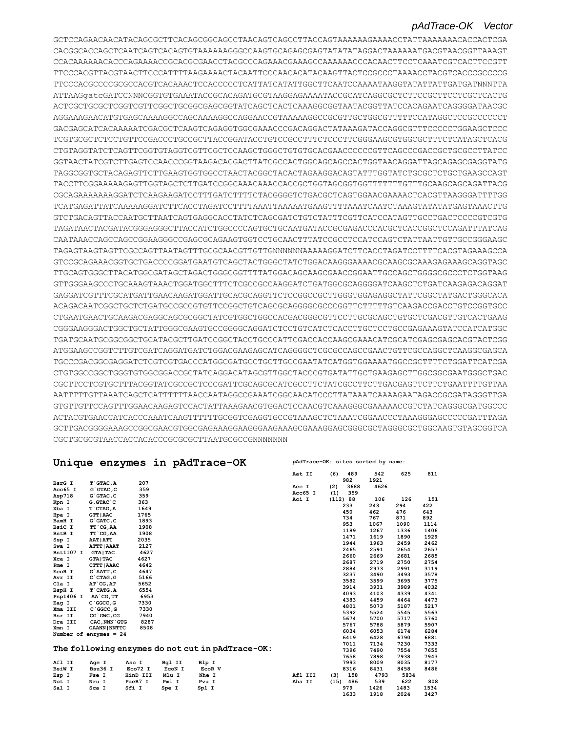*pAdTrace-OK Vector*

```
GCTCCAGAACAACATACAGCGCTTCACAGCGGCAGCCTAACAGTCAGCCTTACCAGTAAAAAAGAAAACCTATTAAAAAAACACCACTCGA
CACGGCACCAGCTCAATCAGTCACAGTGTAAAAAAGGGCCAAGTGCAGAGCGAGTATATATAGGACTAAAAAATGACGTAACGGTTAAAGT
CCACAAAAAACACCCAGAAAACCGCACGCGAACCTACGCCCAGAAACGAAAGCCAAAAAACCCACAACTTCCTCAAATCGTCACTTCCGTT
TTCCCACGTTACGTAACTTCCCATTTTAAGAAAACTACAATTCCCAACACATACAAGTTACTCCGCCCTAAAACCTACGTCACCCGCCCCG
TTCCCACGCCCCGCGCCACGTCACAAACTCCACCCCCTCATTATCATATTGGCTTCAATCCAAAATAAGGTATATTATTGATGATNNNTTA
ATTAAGgatcGATCCNNNCGGTGTGAAATACCGCACAGATGCGTAAGGAGAAAATACCGCATCAGGCGCTCTTCCGCTTCCTCGCTCACTG
ACTCGCTGCGCTCGGTCGTTCGGCTGCGGCGAGCGGTATCAGCTCACTCAAAGGCGGTAATACGGTTATCCACAGAATCAGGGGATAACGC
AGGAAAGAACATGTGAGCAAAAGGCCAGCAAAAGGCCAGGAACCGTAAAAAGGCCGCGTTGCTGGCGTTTTTCCATAGGCTCCGCCCCCCT
GACGAGCATCACAAAAATCGACGCTCAAGTCAGAGGTGGCGAAACCCGACAGGACTATAAAGATACCAGGCGTTTCCCCCTGGAAGCTCCC
TCGTGCGCTCTCCTGTTCCGACCCTGCCGCTTACCGGATACCTGTCCGCCTTTCTCCCTTCGGGAAGCGTGGCGCTTTCTCATAGCTCACG
CTGTAGGTATCTCAGTTCGGTGTAGGTCGTTCGCTCCAAGCTGGGCTGTGTGCACGAACCCCCCGTTCAGCCCGACCGCTGCGCCTTATCC
GGTAACTATCGTCTTGAGTCCAACCCGGTAAGACACGACTTATCGCCACTGGCAGCAGCCACTGGTAACAGGATTAGCAGAGCGAGGTATG
TAGGCGGTGCTACAGAGTTCTTGAAGTGGTGGCCTAACTACGGCTACACTAGAAGGACAGTATTTGGTATCTGCGCTCTGCTGAAGCCAGT
TACCTTCGGAAAAAGAGTTGGTAGCTCTTGATCCGGCAAACAAACCACCGCTGGTAGCGGTGGTTTTTTTGTTTGCAAGCAGCAGATTACG
CGCAGAAAAAAAGGATCTCAAGAAGATCCTTTGATCTTTTCTACGGGGTCTGACGCTCAGTGGAACGAAAACTCACGTTAAGGGATTTTGG
TCATGAGATTATCAAAAAGGATCTTCACCTAGATCCTTTTAAATTAAAAATGAAGTTTTAAATCAATCTAAAGTATATATGAGTAAACTTG
GTCTGACAGTTACCAATGCTTAATCAGTGAGGCACCTATCTCAGCGATCTGTCTATTTCGTTCATCCATAGTTGCCTGACTCCCCGTCGTG
TAGATAACTACGATACGGGAGGGCTTACCATCTGGCCCCAGTGCTGCAATGATACCGCGAGACCCACGCTCACCGGCTCCAGATTTATCAG
CAATAAACCAGCCAGCCGGAAGGGCCGAGCGCAGAAGTGGTCCTGCAACTTTATCCGCCTCCATCCAGTCTATTAATTGTTGCCGGGAAGC
TAGAGTAAGTAGTTCGCCAGTTAATAGTTTGCGCAACGTTGTTGNNNNNNNAAAAAGGATCTTCACCTAGATCCTTTTCACGTAGAAAGCCA
GTCCGCAGAAACGGTGCTGACCCCGGATGAATGTCAGCTACTGGGCTATCTGGACAAGGGAAAACGCAAGCGCAAAGAGAAAGCAGGTAGC
TTGCAGTGGGCTTACATGGCGATAGCTAGACTGGGCGGTTTTATGGACAGCAAGCGAACCGGAATTGCCAGCTGGGGCGCCCTCTGGTAAG
GTTGGGAAGCCCTGCAAAGTAAACTGGATGGCTTTCTCGCCGCCAAGGATCTGATGGCGCAGGGGATCAAGCTCTGATCAAGAGACAGGAT
GAGGATCGTTTCGCATGATTGAACAAGATGGATTGCACGCAGGTTCTCCGGCCGCTTGGGTGGAGAGGCTATTCGGCTATGACTGGGCACA
ACAGACAATCGGCTGCTCTGATGCCGCCGTGTTCCGGCTGTCAGCGCAGGGGCGCCCGGTTCTTTTTGTCAAGACCGACCTGTCCGGTGCC
CTGAATGAACTGCAAGACGAGGCAGCGCGGCTATCGTGGCTGGCCACGACGGGCGTTCCTTGCGCAGCTGTGCTCGACGTTGTCACTGAAG
CGGGAAGGGACTGGCTGCTATTGGGCGAAGTGCCGGGGCAGGATCTCCTGTCATCTCACCTTGCTCCTGCCGAGAAAGTATCCATCATGGC
TGATGCAATGCGGCGGCTGCATACGCTTGATCCGGCTACCTGCCCATTCGACCACCAAGCGAAACATCGCATCGAGCGAGCACGTACTCGG
ATGGAAGCCGGTCTTGTCGATCAGGATGATCTGGACGAAGAGCATCAGGGGCTCGCGCCAGCCGAACTGTTCGCCAGGCTCAAGGCGAGCA
TGCCCGACGGCGAGGATCTCGTCGTGACCCATGGCGATGCCTGCTTGCCGAATATCATGGTGGAAAATGGCCGCTTTTCTGGATTCATCGA
CTGTGGCCGGCTGGGTGTGGCGGACCGCTATCAGGACATAGCGTTGGCTACCCGTGATATTGCTGAAGAGCTTGGCGGCGAATGGGCTGAC
CGCTTCCTCGTGCTTTACGGTATCGCCGCTCCCGATTCGCAGCGCATCGCCTTCTATCGCCTTCTTGACGAGTTCTTCTGAATTTTGTTAA
AATTTTTGTTAAATCAGCTCATTTTTTAACCAATAGGCCGAAATCGGCAACATCCCTTATAAATCAAAAGAATAGACCGCGATAGGGTTGA
GTGTTGTTCCAGTTTGGAACAAGAGTCCACTATTAAAGAACGTGGACTCCAACGTCAAAGGGCGAAAAACCGTCTATCAGGGCGATGGCCC
ACTACGTGAACCATCACCCAAATCAAGTTTTTTGCGGTCGAGGTGCCGTAAAGCTCTAAATCGGAACCCTAAAGGGAGCCCCCGATTTAGA
GCTTGACGGGGAAAGCCGGCGAACGTGGCGAGAAAGGAAGGGAAGAAAGCGAAAGGAGCGGGCGCTAGGGCGCTGGCAAGTGTAGCGGTCA
CGCTGCGCGTAACCACCACACCCGCGCGCTTAATGCGCCGNNNNNNN
```

## Unique enzymes in pAdTrace-OK

| Enzyme | Site | Position |
|---|---|---|
| BsrG I | T`GTAC,A | 207 |
| Acc65 I | G`GTAC,C | 359 |
| Asp718 | G`GTAC,C | 359 |
| Kpn I | G,GTAC`C | 363 |
| Xba I | T`CTAG,A | 1649 |
| Hpa I | GTT\|AAC | 1765 |
| BamH I | G`GATC,C | 1893 |
| BsiC I | TT`CG,AA | 1908 |
| BstB I | TT`CG,AA | 1908 |
| Ssp I | AAT\|ATT | 2035 |
| Swa I | ATTT\|AAAT | 2127 |
| Bst1107 I | GTA\|TAC | 4627 |
| Xca I | GTA\|TAC | 4627 |
| Pme I | CTTT\|AAAC | 4642 |
| EcoR I | G`AATT,C | 4647 |
| Avr II | C`CTAG,G | 5166 |
| Cla I | AT`CG,AT | 5652 |
| BspH I | T`CATG,A | 6554 |
| Psp1406 I | AA`CG,TT | 6953 |
| Eag I | C`GGCC,G | 7330 |
| Xma III | C`GGCC,G | 7330 |
| Rsr II | CG`GWC,CG | 7940 |
| Dra III | CAC,NNN`GTG | 8287 |
| Xmn I | GAANN\|NNTTC | 8508 |

Number of enzymes = 24

### The following enzymes do not cut in pAdTrace-OK:

| | | | | |
|---|---|---|---|---|
| Afl II | Age I | Asc I | Bgl II | Blp I |
| BsiW I | Bsu36 I | Eco72 I | EcoN I | EcoR V |
| Esp I | Fse I | HinD III | Mlu I | Nhe I |
| Not I | Nru I | PaeR7 I | Pml I | Pvu I |
| Sal I | Sca I | Sfi I | Spe I | Spl I |

**pAdTrace-OK: sites sorted by name:**

| Enzyme | Count | Positions | | | |
|---|---|---|---|---|---|
| Aat II | (6) | 489 | 542 | 625 | 811 |
| | | 982 | 1921 | | |
| Acc I | (2) | 3688 | 4626 | | |
| Acc65 I | (1) | 359 | | | |
| Aci I | (112) | 88 | 106 | 126 | 151 |
| | | 233 | 243 | 294 | 422 |
| | | 450 | 462 | 476 | 643 |
| | | 734 | 767 | 871 | 892 |
| | | 953 | 1067 | 1090 | 1114 |
| | | 1189 | 1267 | 1336 | 1406 |
| | | 1471 | 1619 | 1890 | 1929 |
| | | 1944 | 1963 | 2459 | 2462 |
| | | 2465 | 2591 | 2654 | 2657 |
| | | 2660 | 2669 | 2681 | 2685 |
| | | 2687 | 2719 | 2750 | 2754 |
| | | 2884 | 2973 | 2991 | 3119 |
| | | 3237 | 3490 | 3493 | 3578 |
| | | 3582 | 3599 | 3695 | 3775 |
| | | 3914 | 3931 | 3989 | 4032 |
| | | 4093 | 4103 | 4339 | 4341 |
| | | 4383 | 4459 | 4464 | 4473 |
| | | 4801 | 5073 | 5187 | 5217 |
| | | 5392 | 5524 | 5545 | 5563 |
| | | 5674 | 5700 | 5717 | 5760 |
| | | 5767 | 5788 | 5879 | 5907 |
| | | 6034 | 6053 | 6174 | 6284 |
| | | 6419 | 6428 | 6790 | 6881 |
| | | 7011 | 7134 | 7230 | 7333 |
| | | 7396 | 7490 | 7554 | 7655 |
| | | 7658 | 7898 | 7938 | 7943 |
| | | 7993 | 8009 | 8035 | 8177 |
| | | 8316 | 8431 | 8458 | 8486 |
| Afl III | (3) | 158 | 4793 | 5834 | |
| Aha II | (15) | 486 | 539 | 622 | 808 |
| | | 979 | 1426 | 1483 | 1534 |
| | | 1633 | 1918 | 2024 | 3427 |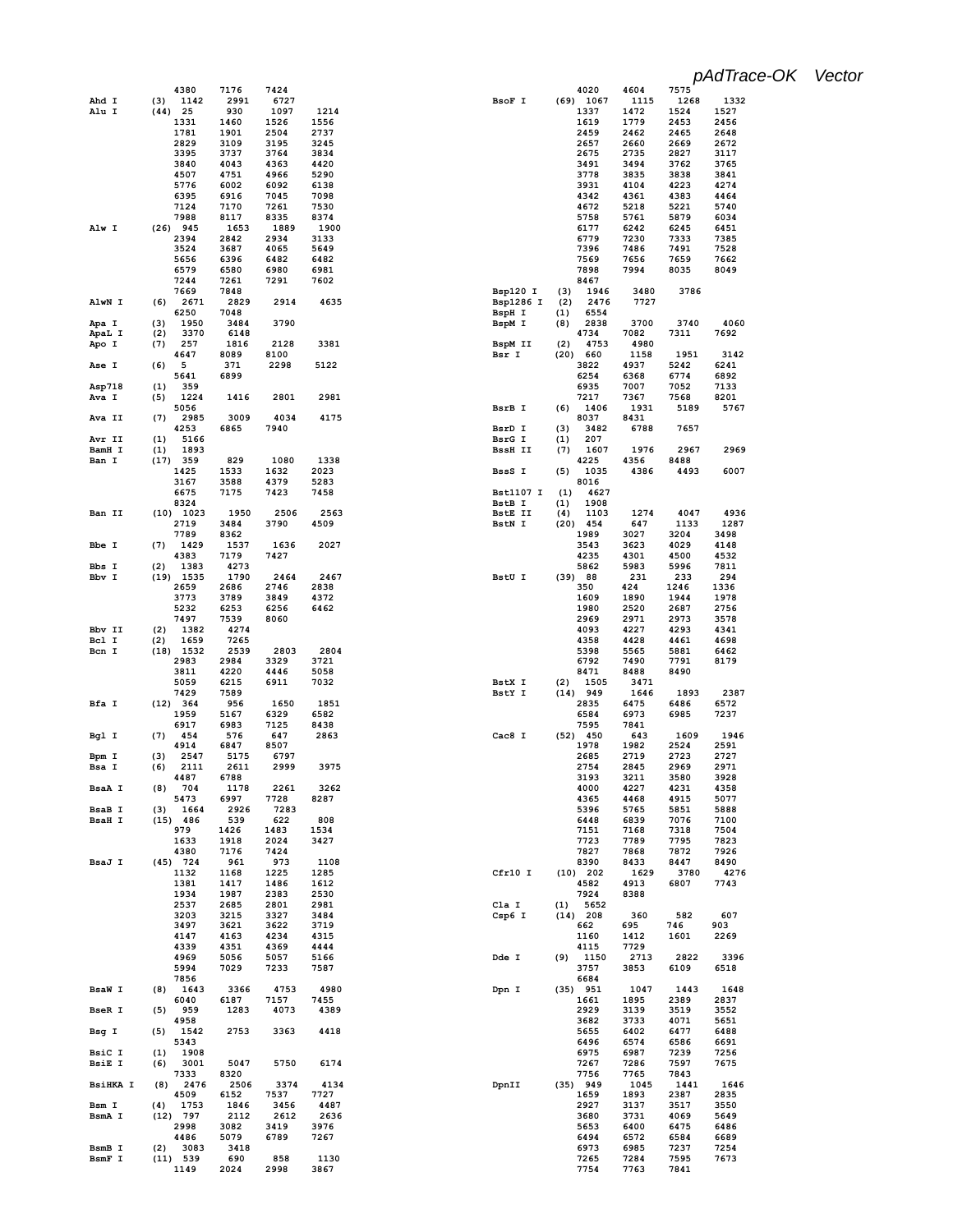pAdTrace-OK Vector

```
                4380     7176     7424
Ahd I      (3)  1142     2991     6727
Alu I      (44) 25       930      1097     1214
                1331     1460     1526     1556
                1781     1901     2504     2737
                2829     3109     3195     3245
                3395     3737     3764     3834
                3840     4043     4363     4420
                4507     4751     4966     5290
                5776     6002     6092     6138
                6395     6916     7045     7098
                7124     7170     7261     7530
                7988     8117     8335     8374
Alw I      (26) 945      1653     1889     1900
                2394     2842     2934     3133
                3524     3687     4065     5649
                5656     6396     6482     6482
                6579     6580     6980     6981
                7244     7261     7291     7602
                7669     7848
AlwN I     (6)  2671     2829     2914     4635
                6250     7048
Apa I      (3)  1950     3484     3790
ApaL I     (2)  3370     6148
Apo I      (7)  257      1816     2128     3381
                4647     8089     8100
Ase I      (6)  5        371      2298     5122
                5641     6899
Asp718     (1)  359
Ava I      (5)  1224     1416     2801     2981
                5056
Ava II     (7)  2985     3009     4034     4175
                4253     6865     7940
Avr II     (1)  5166
BamH I     (1)  1893
Ban I      (17) 359      829      1080     1338
                1425     1533     1632     2023
                3167     3588     4379     5283
                6675     7175     7423     7458
                8324
Ban II     (10) 1023     1950     2506     2563
                2719     3484     3790     4509
                7789     8362
Bbe I      (7)  1429     1537     1636     2027
                4383     7179     7427
Bbs I      (2)  1383     4273
Bbv I      (19) 1535     1790     2464     2467
                2659     2686     2746     2838
                3773     3789     3849     4372
                5232     6253     6256     6462
                7497     7539     8060
Bbv II     (2)  1382     4274
Bcl I      (2)  1659     7265
Bcn I      (18) 1532     2539     2803     2804
                2983     2984     3329     3721
                3811     4220     4446     5058
                5059     6215     6911     7032
                7429     7589
Bfa I      (12) 364      956      1650     1851
                1959     5167     6329     6582
                6917     6983     7125     8438
Bgl I      (7)  454      576      647      2863
                4914     6847     8507
Bpm I      (3)  2547     5175     6797
Bsa I      (6)  2111     2611     2999     3975
                4487     6788
BsaA I     (8)  704      1178     2261     3262
                5473     6997     7728     8287
BsaB I     (3)  1664     2926     7283
BsaH I     (15) 486      539      622      808
                979      1426     1483     1534
                1633     1918     2024     3427
                4380     7176     7424
BsaJ I     (45) 724      961      973      1108
                1132     1168     1225     1285
                1381     1417     1486     1612
                1934     1987     2383     2530
                2537     2685     2801     2981
                3203     3215     3327     3484
                3497     3621     3622     3719
                4147     4163     4234     4315
                4339     4351     4369     4444
                4969     5056     5057     5166
                5994     7029     7233     7587
                7856
BsaW I     (8)  1643     3366     4753     4980
                6040     6187     7157     7455
BseR I     (5)  959      1283     4073     4389
                4958
Bsg I      (5)  1542     2753     3363     4418
                5343
BsiC I     (1)  1908
BsiE I     (6)  3001     5047     5750     6174
                7333     8320
BsiHKA I   (8)  2476     2506     3374     4134
                4509     6152     7537     7727
Bsm I      (4)  1753     1846     3456     4487
BsmA I     (12) 797      2112     2612     2636
                2998     3082     3419     3976
                4486     5079     6789     7267
BsmB I     (2)  3083     3418
BsmF I     (11) 539      690      858      1130
                1149     2024     2998     3867
                4020     4604     7575
BsoF I     (69) 1067     1115     1268     1332
                1337     1472     1524     1527
                1619     1779     2453     2456
                2459     2462     2465     2648
                2657     2660     2669     2672
                2675     2735     2827     3117
                3491     3494     3762     3765
                3778     3835     3838     3841
                3931     4104     4223     4274
                4342     4361     4383     4464
                4672     5218     5221     5740
                5758     5761     5879     6034
                6177     6242     6245     6451
                6779     7230     7333     7385
                7396     7486     7491     7528
                7569     7656     7659     7662
                7898     7994     8035     8049
                8467
Bsp120 I   (3)  1946     3480     3786
Bsp1286 I  (2)  2476     7727
BspH I     (1)  6554
BspM I     (8)  2838     3700     3740     4060
                4734     7082     7311     7692
BspM II    (2)  4753     4980
Bsr I      (20) 660      1158     1951     3142
                3822     4937     5242     6241
                6254     6368     6774     6892
                6935     7007     7052     7133
                7217     7367     7568     8201
BsrB I     (6)  1406     1931     5189     5767
                8037     8431
BsrD I     (3)  3482     6788     7657
BsrG I     (1)  207
BssH II    (7)  1607     1976     2967     2969
                4225     4356     8488
BssS I     (5)  1035     4386     4493     6007
                8016
Bst1107 I  (1)  4627
BstB I     (1)  1908
BstE II    (4)  1103     1274     4047     4936
BstN I     (20) 454      647      1133     1287
                1989     3027     3204     3498
                3543     3623     4029     4148
                4235     4301     4500     4532
                5862     5983     5996     7811
BstU I     (39) 88       231      233      294
                350      424      1246     1336
                1609     1890     1944     1978
                1980     2520     2687     2756
                2969     2971     2973     3578
                4093     4227     4293     4341
                4358     4428     4461     4698
                5398     5565     5881     6462
                6792     7490     7791     8179
                8471     8488     8490
BstX I     (2)  1505     3471
BstY I     (14) 949      1646     1893     2387
                2835     6475     6486     6572
                6584     6973     6985     7237
                7595     7841
Cac8 I     (52) 450      643      1609     1946
                1978     1982     2524     2591
                2685     2719     2723     2727
                2754     2845     2969     2971
                3193     3211     3580     3928
                4000     4227     4231     4358
                4365     4468     4915     5077
                5396     5765     5851     5888
                6448     6839     7076     7100
                7151     7168     7318     7504
                7723     7789     7795     7823
                7827     7868     7872     7926
                8390     8433     8447     8490
Cfr10 I    (10) 202      1629     3780     4276
                4582     4913     6807     7743
                7924     8388
Cla I      (1)  5652
Csp6 I     (14) 208      360      582      607
                662      695      746      903
                1160     1412     1601     2269
                4115     7729
Dde I      (9)  1150     2713     2822     3396
                3757     3853     6109     6518
                6684
Dpn I      (35) 951      1047     1443     1648
                1661     1895     2389     2837
                2929     3139     3519     3552
                3682     3733     4071     5651
                5655     6402     6477     6488
                6496     6574     6586     6691
                6975     6987     7239     7256
                7267     7286     7597     7675
                7756     7765     7843
DpnII      (35) 949      1045     1441     1646
                1659     1893     2387     2835
                2927     3137     3517     3550
                3680     3731     4069     5649
                5653     6400     6475     6486
                6494     6572     6584     6689
                6973     6985     7237     7254
                7265     7284     7595     7673
                7754     7763     7841
```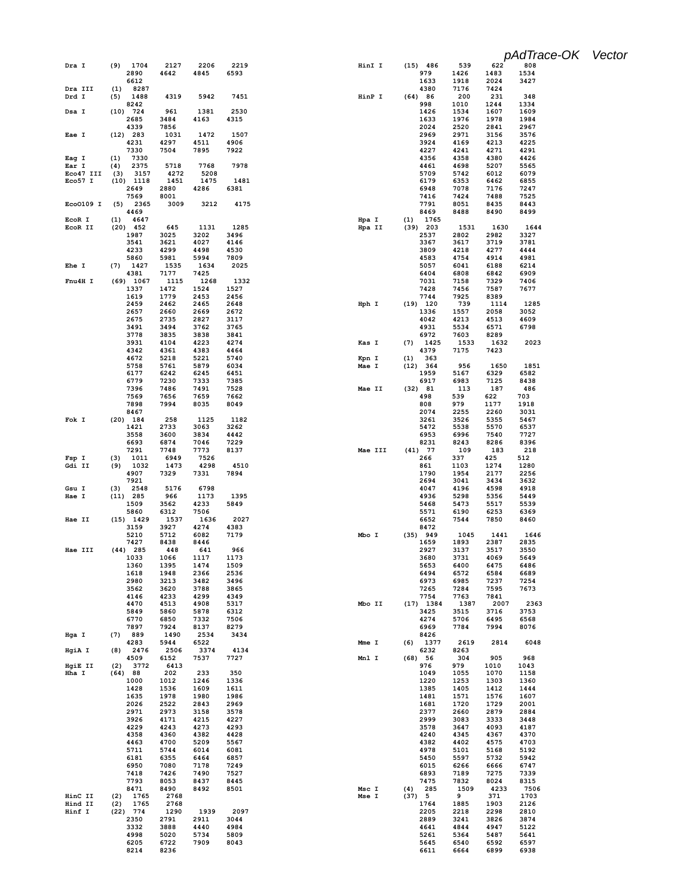*pAdTrace-OK Vector*

```
Dra I      (9)  1704   2127   2206   2219
                2890   4642   4845   6593
                6612
Dra III    (1)  8287
Drd I      (5)  1488   4319   5942   7451
                8242
Dsa I      (10) 724    961    1381   2530
                2685   3484   4163   4315
                4339   7856
Eae I      (12) 283    1031   1472   1507
                4231   4297   4511   4906
                7330   7504   7895   7922
Eag I      (1)  7330
Ear I      (4)  2375   5718   7768   7978
Eco47 III  (3)  3157   4272   5208
Eco57 I    (10) 1118   1451   1475   1481
                2649   2880   4286   6381
                7569   8001
EcoO109 I  (5)  2365   3009   3212   4175
                4469
EcoR I     (1)  4647
EcoR II    (20) 452    645    1131   1285
                1987   3025   3202   3496
                3541   3621   4027   4146
                4233   4299   4498   4530
                5860   5981   5994   7809
Ehe I      (7)  1427   1535   1634   2025
                4381   7177   7425
Fnu4H I    (69) 1067   1115   1268   1332
                1337   1472   1524   1527
                1619   1779   2453   2456
                2459   2462   2465   2648
                2657   2660   2669   2672
                2675   2735   2827   3117
                3491   3494   3762   3765
                3778   3835   3838   3841
                3931   4104   4223   4274
                4342   4361   4383   4464
                4672   5218   5221   5740
                5758   5761   5879   6034
                6177   6242   6245   6451
                6779   7230   7333   7385
                7396   7486   7491   7528
                7569   7656   7659   7662
                7898   7994   8035   8049
                8467
Fok I      (20) 184    258    1125   1182
                1421   2733   3063   3262
                3558   3600   3834   4442
                6693   6874   7046   7229
                7291   7748   7773   8137
Fsp I      (3)  1011   6949   7526
Gdi II     (9)  1032   1473   4298   4510
                4907   7329   7331   7894
                7921
Gsu I      (3)  2548   5176   6798
Hae I      (11) 285    966    1173   1395
                1509   3562   4233   5849
                5860   6312   7506
Hae II     (15) 1429   1537   1636   2027
                3159   3927   4274   4383
                5210   5712   6082   7179
                7427   8438   8446
Hae III    (44) 285    448    641    966
                1033   1066   1117   1173
                1360   1395   1474   1509
                1618   1948   2366   2536
                2980   3213   3482   3496
                3562   3620   3788   3865
                4146   4233   4299   4349
                4470   4513   4908   5317
                5849   5860   5878   6312
                6770   6850   7332   7506
                7897   7924   8137   8279
Hga I      (7)  889    1490   2534   3434
                4283   5944   6522
HgiA I     (8)  2476   2506   3374   4134
                4509   6152   7537   7727
HgiE II    (2)  3772   6413
Hha I      (64) 88     202    233    350
                1000   1012   1246   1336
                1428   1536   1609   1611
                1635   1978   1980   1986
                2026   2522   2843   2969
                2971   2973   3158   3578
                3926   4171   4215   4227
                4229   4243   4273   4293
                4358   4360   4382   4428
                4463   4700   5209   5567
                5711   5744   6014   6081
                6181   6355   6464   6857
                6950   7080   7178   7249
                7418   7426   7490   7527
                7793   8053   8437   8445
                8471   8490   8492   8501
HinC II    (2)  1765   2768
Hind II    (2)  1765   2768
Hinf I     (22) 774    1290   1939   2097
                2350   2791   2911   3044
                3332   3888   4440   4984
                4998   5020   5734   5809
                6205   6722   7909   8043
                8214   8236
HinI I     (15) 486    539    622    808
                979    1426   1483   1534
                1633   1918   2024   3427
                4380   7176   7424
HinP I     (64) 86     200    231    348
                998    1010   1244   1334
                1426   1534   1607   1609
                1633   1976   1978   1984
                2024   2520   2841   2967
                2969   2971   3156   3576
                3924   4169   4213   4225
                4227   4241   4271   4291
                4356   4358   4380   4426
                4461   4698   5207   5565
                5709   5742   6012   6079
                6179   6353   6462   6855
                6948   7078   7176   7247
                7416   7424   7488   7525
                7791   8051   8435   8443
                8469   8488   8490   8499
Hpa I      (1)  1765
Hpa II     (39) 203    1531   1630   1644
                2537   2802   2982   3327
                3367   3617   3719   3781
                3809   4218   4277   4444
                4583   4754   4914   4981
                5057   6041   6188   6214
                6404   6808   6842   6909
                7031   7158   7329   7406
                7428   7456   7587   7677
                7744   7925   8389
Hph I      (19) 120    739    1114   1285
                1336   1557   2058   3052
                4042   4213   4513   4609
                4931   5534   6571   6798
                6972   7603   8289
Kas I      (7)  1425   1533   1632   2023
                4379   7175   7423
Kpn I      (1)  363
Mae I      (12) 364    956    1650   1851
                1959   5167   6329   6582
                6917   6983   7125   8438
Mae II     (32) 81     113    187    486
                498    539    622    703
                808    979    1177   1918
                2074   2255   2260   3031
                3261   3526   5355   5467
                5472   5538   5570   6537
                6953   6996   7540   7727
                8231   8243   8286   8396
Mae III    (41) 77     109    183    218
                266    337    425    512
                861    1103   1274   1280
                1790   1954   2177   2256
                2694   3041   3434   3632
                4047   4196   4598   4918
                4936   5298   5356   5449
                5468   5473   5517   5539
                5571   6190   6253   6369
                6652   7544   7850   8460
                8472
Mbo I      (35) 949    1045   1441   1646
                1659   1893   2387   2835
                2927   3137   3517   3550
                3680   3731   4069   5649
                5653   6400   6475   6486
                6494   6572   6584   6689
                6973   6985   7237   7254
                7265   7284   7595   7673
                7754   7763   7841
Mbo II     (17) 1384   1387   2007   2363
                3425   3515   3716   3753
                4274   5706   6495   6568
                6969   7784   7994   8076
                8426
Mme I      (6)  1377   2619   2814   6048
                6232   8263
Mnl I      (68) 56     304    905    968
                976    979    1010   1043
                1049   1055   1070   1158
                1220   1253   1303   1360
                1385   1405   1412   1444
                1481   1571   1576   1607
                1681   1720   1729   2001
                2377   2660   2879   2884
                2999   3083   3333   3448
                3578   3647   4093   4187
                4240   4345   4367   4370
                4382   4402   4575   4703
                4978   5101   5168   5192
                5450   5597   5732   5942
                6015   6266   6666   6747
                6893   7189   7275   7339
                7475   7832   8024   8315
Msc I      (4)  285    1509   4233   7506
Mse I      (37) 5      9      371    1703
                1764   1885   1903   2126
                2205   2218   2298   2810
                2889   3241   3826   3874
                4641   4844   4947   5122
                5261   5364   5487   5641
                5645   6540   6592   6597
                6611   6664   6899   6938
```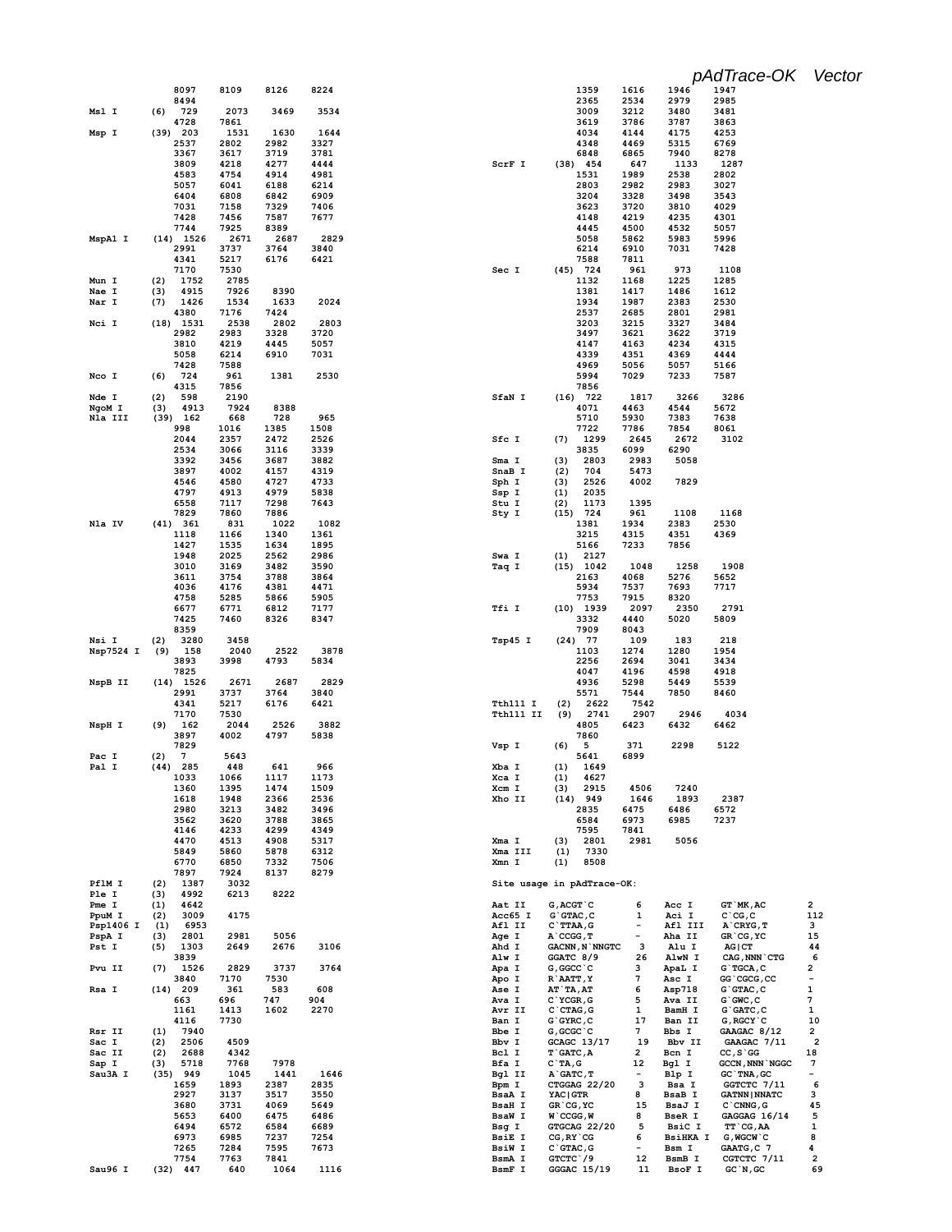```
              8097    8109    8126    8224
              8494
Msl I      (6)  729     2073    3469    3534
              4728    7861
Msp I      (39) 203     1531    1630    1644
              2537    2802    2982    3327
              3367    3617    3719    3781
              3809    4218    4277    4444
              4583    4754    4914    4981
              5057    6041    6188    6214
              6404    6808    6842    6909
              7031    7158    7329    7406
              7428    7456    7587    7677
              7744    7925    8389
MspA1 I    (14) 1526    2671    2687    2829
              2991    3737    3764    3840
              4341    5217    6176    6421
              7170    7530
Mun I      (2)  1752    2785
Nae I      (3)  4915    7926    8390
Nar I      (7)  1426    1534    1633    2024
              4380    7176    7424
Nci I      (18) 1531    2538    2802    2803
              2982    2983    3328    3720
              3810    4219    4445    5057
              5058    6214    6910    7031
              7428    7588
Nco I      (6)  724     961     1381    2530
              4315    7856
Nde I      (2)  598     2190
NgoM I     (3)  4913    7924    8388
Nla III    (39) 162     668     728     965
              998     1016    1385    1508
              2044    2357    2472    2526
              2534    3066    3116    3339
              3392    3456    3687    3882
              3897    4002    4157    4319
              4546    4580    4727    4733
              4797    4913    4979    5838
              6558    7117    7298    7643
              7829    7860    7886
Nla IV     (41) 361     831     1022    1082
              1118    1166    1340    1361
              1427    1535    1634    1895
              1948    2025    2562    2986
              3010    3169    3482    3590
              3611    3754    3788    3864
              4036    4176    4381    4471
              4758    5285    5866    5905
              6677    6771    6812    7177
              7425    7460    8326    8347
              8359
Nsi I      (2)  3280    3458
Nsp7524 I  (9)  158     2040    2522    3878
              3893    3998    4793    5834
              7825
NspB II    (14) 1526    2671    2687    2829
              2991    3737    3764    3840
              4341    5217    6176    6421
              7170    7530
NspH I     (9)  162     2044    2526    3882
              3897    4002    4797    5838
              7829
Pac I      (2)  7       5643
Pal I      (44) 285     448     641     966
              1033    1066    1117    1173
              1360    1395    1474    1509
              1618    1948    2366    2536
              2980    3213    3482    3496
              3562    3620    3788    3865
              4146    4233    4299    4349
              4470    4513    4908    5317
              5849    5860    5878    6312
              6770    6850    7332    7506
              7897    7924    8137    8279
PflM I     (2)  1387    3032
Ple I      (3)  4992    6213    8222
Pme I      (1)  4642
PpuM I     (2)  3009    4175
Psp1406 I  (1)  6953
PspA I     (3)  2801    2981    5056
Pst I      (5)  1303    2649    2676    3106
              3839
Pvu II     (7)  1526    2829    3737    3764
              3840    7170    7530
Rsa I      (14) 209     361     583     608
              663     696     747     904
              1161    1413    1602    2270
              4116    7730
Rsr II     (1)  7940
Sac I      (2)  2506    4509
Sac II     (2)  2688    4342
Sap I      (3)  5718    7768    7978
Sau3A I    (35) 949     1045    1441    1646
              1659    1893    2387    2835
              2927    3137    3517    3550
              3680    3731    4069    5649
              5653    6400    6475    6486
              6494    6572    6584    6689
              6973    6985    7237    7254
              7265    7284    7595    7673
              7754    7763    7841
Sau96 I    (32) 447     640     1064    1116
              1359    1616    1946    1947
              2365    2534    2979    2985
              3009    3212    3480    3481
              3619    3786    3787    3863
              4034    4144    4175    4253
              4348    4469    5315    6769
              6848    6865    7940    8278
ScrF I     (38) 454     647     1133    1287
              1531    1989    2538    2802
              2803    2982    2983    3027
              3204    3328    3498    3543
              3623    3720    3810    4029
              4148    4219    4235    4301
              4445    4500    4532    5057
              5058    5862    5983    5996
              6214    6910    7031    7428
              7588    7811
Sec I      (45) 724     961     973     1108
              1132    1168    1225    1285
              1381    1417    1486    1612
              1934    1987    2383    2530
              2537    2685    2801    2981
              3203    3215    3327    3484
              3497    3621    3622    3719
              4147    4163    4234    4315
              4339    4351    4369    4444
              4969    5056    5057    5166
              5994    7029    7233    7587
              7856
SfaN I     (16) 722     1817    3266    3286
              4071    4463    4544    5672
              5710    5930    7383    7638
              7722    7786    7854    8061
Sfc I      (7)  1299    2645    2672    3102
              3835    6099    6290
Sma I      (3)  2803    2983    5058
SnaB I     (2)  704     5473
Sph I      (3)  2526    4002    7829
Ssp I      (1)  2035
Stu I      (2)  1173    1395
Sty I      (15) 724     961     1108    1168
              1381    1934    2383    2530
              3215    4315    4351    4369
              5166    7233    7856
Swa I      (1)  2127
Taq I      (15) 1042    1048    1258    1908
              2163    4068    5276    5652
              5934    7537    7693    7717
              7753    7915    8320
Tfi I      (10) 1939    2097    2350    2791
              3332    4440    5020    5809
              7909    8043
Tsp45 I    (24) 77      109     183     218
              1103    1274    1280    1954
              2256    2694    3041    3434
              4047    4196    4598    4918
              4936    5298    5449    5539
              5571    7544    7850    8460
Tth111 I   (2)  2622    7542
Tth111 II  (9)  2741    2907    2946    4034
              4805    6423    6432    6462
              7860
Vsp I      (6)  5       371     2298    5122
              5641    6899
Xba I      (1)  1649
Xca I      (1)  4627
Xcm I      (3)  2915    4506    7240
Xho II     (14) 949     1646    1893    2387
              2835    6475    6486    6572
              6584    6973    6985    7237
              7595    7841
Xma I      (3)  2801    2981    5056
Xma III    (1)  7330
Xmn I      (1)  8508
```

Site usage in pAdTrace-OK:

| Enzyme | Site | Count | Enzyme | Site | Count |
|---|---|---|---|---|---|
| Aat II | G,ACGT`C | 6 | Acc I | GT`MK,AC | 2 |
| Acc65 I | G`GTAC,C | 1 | Aci I | C`CG,C | 112 |
| Afl II | C`TTAA,G | - | Afl III | A`CRYG,T | 3 |
| Age I | A`CCGG,T | - | Aha II | GR`CG,YC | 15 |
| Ahd I | GACNN,N`NNGTC | 3 | Alu I | AG\|CT | 44 |
| Alw I | GGATC 8/9 | 26 | AlwN I | CAG,NNN`CTG | 6 |
| Apa I | G,GGCC`C | 3 | ApaL I | G`TGCA,C | 2 |
| Apo I | R`AATT,Y | 7 | Asc I | GG`CGCG,CC | - |
| Ase I | AT`TA,AT | 6 | Asp718 | G`GTAC,C | 1 |
| Ava I | C`YCGR,G | 5 | Ava II | G`GWC,C | 7 |
| Avr II | C`CTAG,G | 1 | BamH I | G`GATC,C | 1 |
| Ban I | G`GYRC,C | 17 | Ban II | G,RGCY`C | 10 |
| Bbe I | G,GCGC`C | 7 | Bbs I | GAAGAC 8/12 | 2 |
| Bbv I | GCAGC 13/17 | 19 | Bbv II | GAAGAC 7/11 | 2 |
| Bcl I | T`GATC,A | 2 | Bcn I | CC,S`GG | 18 |
| Bfa I | C`TA,G | 12 | Bgl I | GCCN,NNN`NGGC | 7 |
| Bgl II | A`GATC,T | - | Blp I | GC`TNA,GC | - |
| Bpm I | CTGGAG 22/20 | 3 | Bsa I | GGTCTC 7/11 | 6 |
| BsaA I | YAC\|GTR | 8 | BsaB I | GATNN\|NNATC | 3 |
| BsaH I | GR`CG,YC | 15 | BsaJ I | C`CNNG,G | 45 |
| BsaW I | W`CCGG,W | 8 | BseR I | GAGGAG 16/14 | 5 |
| Bsg I | GTGCAG 22/20 | 5 | BsiC I | TT`CG,AA | 1 |
| BsiE I | CG,RY`CG | 6 | BsiHKA I | G,WGCW`C | 8 |
| BsiW I | C`GTAC,G | - | Bsm I | GAATG,C 7 | 4 |
| BsmA I | GTCTC`/9 | 12 | BsmB I | CGTCTC 7/11 | 2 |
| BsmF I | GGGAC 15/19 | 11 | BsoF I | GC`N,GC | 69 |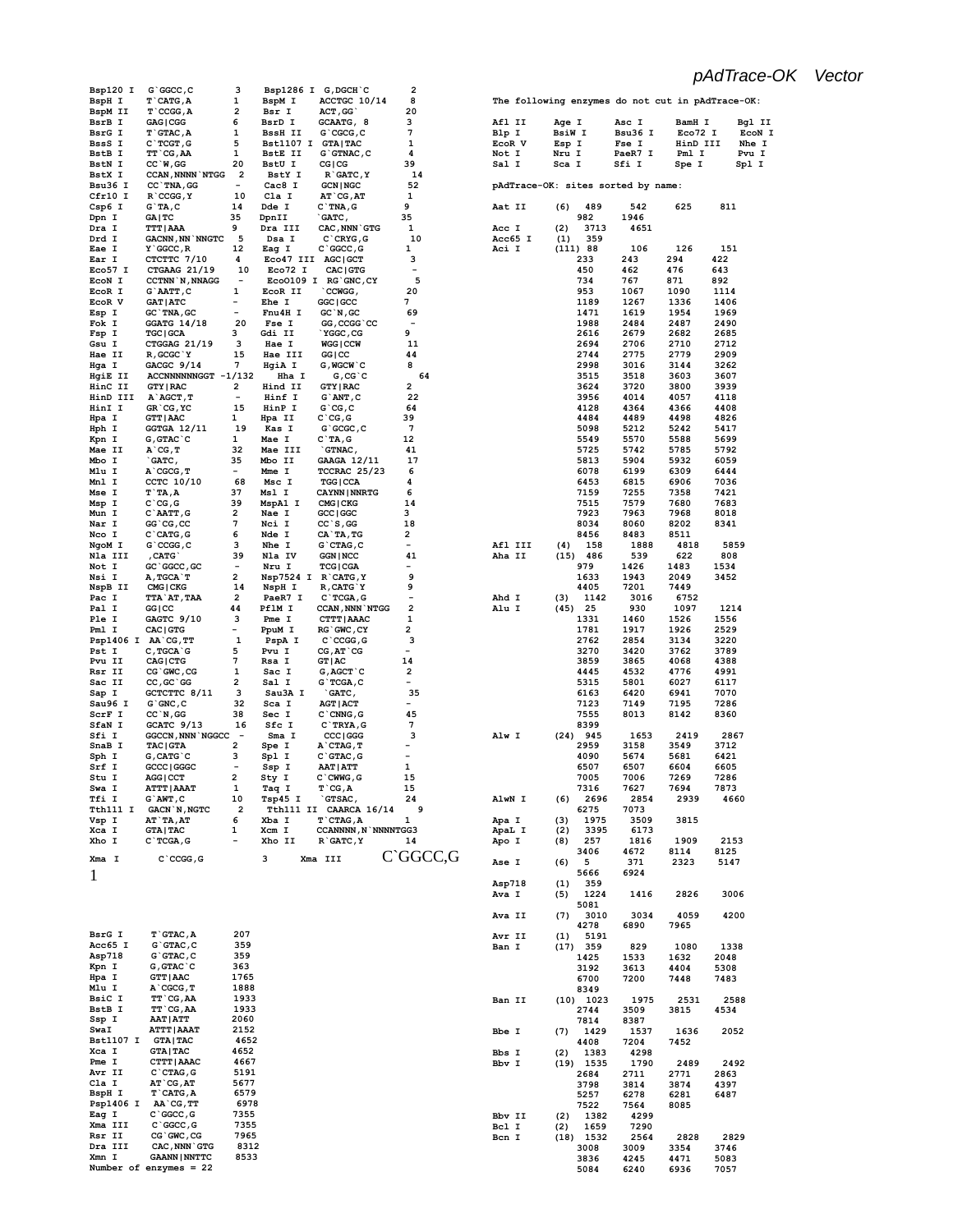*pAdTrace-OK Vector*

| Enzyme | Site | Count | Enzyme | Site | Count |
|---|---|---|---|---|---|
| Bsp120 I | G`GGCC,C | 3 | Bsp1286 I | G,DGCH`C | 2 |
| BspH I | T`CATG,A | 1 | BspM I | ACCTGC 10/14 | 8 |
| BspM II | T`CCGG,A | 2 | Bsr I | ACT,GG` | 20 |
| BsrB I | GAG\|CGG | 6 | BsrD I | GCAATG, 8 | 3 |
| BsrG I | T`GTAC,A | 1 | BssH II | G`CGCG,C | 7 |
| BssS I | C`TCGT,G | 5 | Bst1107 I | GTA\|TAC | 1 |
| BstB I | TT`CG,AA | 1 | BstE II | G`GTNAC,C | 4 |
| BstN I | CC`W,GG | 20 | BstU I | CG\|CG | 39 |
| BstX I | CCAN,NNNN`NTGG | 2 | BstY I | R`GATC,Y | 14 |
| Bsu36 I | CC`TNA,GG | - | Cac8 I | GCN\|NGC | 52 |
| Cfr10 I | R`CCGG,Y | 10 | Cla I | AT`CG,AT | 1 |
| Csp6 I | G`TA,C | 14 | Dde I | C`TNA,G | 9 |
| Dpn I | GA\|TC | 35 | DpnII | `GATC, | 35 |
| Dra I | TTT\|AAA | 9 | Dra III | CAC,NNN`GTG | 1 |
| Drd I | GACNN,NN`NNGTC | 5 | Dsa I | C`CRYG,G | 10 |
| Eae I | Y`GGCC,R | 12 | Eag I | C`GGCC,G | 1 |
| Ear I | CTCTTC 7/10 | 4 | Eco47 III | AGC\|GCT | 3 |
| Eco57 I | CTGAAG 21/19 | 10 | Eco72 I | CAC\|GTG | - |
| EcoN I | CCTNN`N,NNAGG | - | Eco0109 I | RG`GNC,CY | 5 |
| EcoR I | G`AATT,C | 1 | EcoR II | `CCWGG, | 20 |
| EcoR V | GAT\|ATC | - | Ehe I | GGC\|GCC | 7 |
| Esp I | GC`TNA,GC | - | Fnu4H I | GC`N,GC | 69 |
| Fok I | GGATG 14/18 | 20 | Fse I | GG,CCGG`CC | - |
| Fsp I | TGC\|GCA | 3 | Gdi II | `YGGC,CG | 9 |
| Gsu I | CTGGAG 21/19 | 3 | Hae I | WGG\|CCW | 11 |
| Hae II | R,GCGC`Y | 15 | Hae III | GG\|CC | 44 |
| Hga I | GACGC 9/14 | 7 | HgiA I | G,WGCW`C | 8 |
| HgiE II | ACCNNNNNNGGT -1/132 | | Hha I | G,CG`C | 64 |
| HinC II | GTY\|RAC | 2 | Hind II | GTY\|RAC | 2 |
| HinD III | A`AGCT,T | - | Hinf I | G`ANT,C | 22 |
| HinI I | GR`CG,YC | 15 | HinP I | G`CG,C | 64 |
| Hpa I | GTT\|AAC | 1 | Hpa II | C`CG,G | 39 |
| Hph I | GGTGA 12/11 | 19 | Kas I | G`GCGC,C | 7 |
| Kpn I | G,GTAC`C | 1 | Mae I | C`TA,G | 12 |
| Mae II | A`CG,T | 32 | Mae III | `GTNAC, | 41 |
| Mbo I | `GATC, | 35 | Mbo II | GAAGA 12/11 | 17 |
| Mlu I | A`CGCG,T | - | Mme I | TCCRAC 25/23 | 6 |
| Mnl I | CCTC 10/10 | 68 | Msc I | TGG\|CCA | 4 |
| Mse I | T`TA,A | 37 | Msl I | CAYNN\|NNRTG | 6 |
| Msp I | C`CG,G | 39 | MspA1 I | CMG\|CKG | 14 |
| Mun I | C`AATT,G | 2 | Nae I | GCC\|GGC | 3 |
| Nar I | GG`CG,CC | 7 | Nci I | CC`S,GG | 18 |
| Nco I | C`CATG,G | 6 | Nde I | CA`TA,TG | 2 |
| NgoM I | G`CCGG,C | 3 | Nhe I | G`CTAG,C | - |
| Nla III | ,CATG` | 39 | Nla IV | GGN\|NCC | 41 |
| Not I | GC`GGCC,GC | - | Nru I | TCG\|CGA | - |
| Nsi I | A,TGCA`T | 2 | Nsp7524 I | R`CATG,Y | 9 |
| NspB II | CMG\|CKG | 14 | NspH I | R,CATG`Y | 9 |
| Pac I | TTA`AT,TAA | 2 | PaeR7 I | C`TCGA,G | - |
| Pal I | GG\|CC | 44 | Pflm I | CCAN,NNN`NTGG | 2 |
| Ple I | GAGTC 9/10 | 3 | Pme I | CTTT\|AAAC | 1 |
| Pml I | CAC\|GTG | - | PpuM I | RG`GWC,CY | 2 |
| Psp1406 I | AA`CG,TT | 1 | PspA I | C`CCGG,G | 3 |
| Pst I | C,TGCA`G | 5 | Pvu I | CG,AT`CG | - |
| Pvu II | CAG\|CTG | 7 | Rsa I | GT\|AC | 14 |
| Rsr II | CG`GWC,CG | 1 | Sac I | G,AGCT`C | 2 |
| Sac II | CC,GC`GG | 2 | Sal I | G`TCGA,C | - |
| Sap I | GCTCTTC 8/11 | 3 | Sau3A I | `GATC, | 35 |
| Sau96 I | G`GNC,C | 32 | Sca I | AGT\|ACT | - |
| ScrF I | CC`N,GG | 38 | Sec I | C`CNNG,G | 45 |
| SfaN I | GCATC 9/13 | 16 | Sfc I | C`TRYA,G | 7 |
| Sfi I | GGCCN,NNN`NGGCC | - | Sma I | CCC\|GGG | 3 |
| SnaB I | TAC\|GTA | 2 | Spe I | A`CTAG,T | - |
| Sph I | G,CATG`C | 3 | Spl I | C`GTAC,G | - |
| Srf I | GCCC\|GGGC | - | Ssp I | AAT\|ATT | 1 |
| Stu I | AGG\|CCT | 2 | Sty I | C`CWWG,G | 15 |
| Swa I | ATTT\|AAAT | 1 | Taq I | T`CG,A | 15 |
| Tfi I | G`AWT,C | 10 | Tsp45 I | `GTSAC, | 24 |
| Tth111 I | GACN`N,NGTC | 2 | Tth111 II | CAARCA 16/14 | 9 |
| Vsp I | AT`TA,AT | 6 | Xba I | T`CTAG,A | 1 |
| Xca I | GTA\|TAC | 1 | Xcm I | CCANNNN,N`NNNNTGG | 3 |
| Xho I | C`TCGA,G | - | Xho II | R`GATC,Y | 14 |
| Xma I | C`CCGG,G | 3 | Xma III | C`GGCC,G | 1 |

| Enzyme | Site | Position |
|---|---|---|
| BsrG I | T`GTAC,A | 207 |
| Acc65 I | G`GTAC,C | 359 |
| Asp718 | G`GTAC,C | 359 |
| Kpn I | G,GTAC`C | 363 |
| Hpa I | GTT\|AAC | 1765 |
| Mlu I | A`CGCG,T | 1888 |
| BsiC I | TT`CG,AA | 1933 |
| BstB I | TT`CG,AA | 1933 |
| Ssp I | AAT\|ATT | 2060 |
| SwaI | ATTT\|AAAT | 2152 |
| Bst1107 I | GTA\|TAC | 4652 |
| Xca I | GTA\|TAC | 4652 |
| Pme I | CTTT\|AAAC | 4667 |
| Avr II | C`CTAG,G | 5191 |
| Cla I | AT`CG,AT | 5677 |
| BspH I | T`CATG,A | 6579 |
| Psp1406 I | AA`CG,TT | 6978 |
| Eag I | C`GGCC,G | 7355 |
| Xma III | C`GGCC,G | 7355 |
| Rsr II | CG`GWC,CG | 7965 |
| Dra III | CAC,NNN`GTG | 8312 |
| Xmn I | GAANN\|NNTTC | 8533 |

Number of enzymes = 22

The following enzymes do not cut in pAdTrace-OK:

| | | | | |
|---|---|---|---|---|
| Afl II | Age I | Asc I | BamH I | Bgl II |
| Blp I | BsiW I | Bsu36 I | Eco72 I | EcoN I |
| EcoR V | Esp I | Fse I | HinD III | Nhe I |
| Not I | Nru I | PaeR7 I | Pml I | Pvu I |
| Sal I | Sca I | Sfi I | Spe I | Spl I |

pAdTrace-OK: sites sorted by name:

```
Aat II    (6)   489    542    625    811
                982    1946
Acc I     (2)   3713   4651
Acc65 I   (1)   359
Aci I     (111) 88     106    126    151
                233    243    294    422
                450    462    476    643
                734    767    871    892
                953    1067   1090   1114
                1189   1267   1336   1406
                1471   1619   1954   1969
                1988   2484   2487   2490
                2616   2679   2682   2685
                2694   2706   2710   2712
                2744   2775   2779   2909
                2998   3016   3144   3262
                3515   3518   3603   3607
                3624   3720   3800   3939
                3956   4014   4057   4118
                4128   4364   4366   4408
                4484   4489   4498   4826
                5098   5212   5242   5417
                5549   5570   5588   5699
                5725   5742   5785   5792
                5813   5904   5932   6059
                6078   6199   6309   6444
                6453   6815   6906   7036
                7159   7255   7358   7421
                7515   7579   7680   7683
                7923   7963   7968   8018
                8034   8060   8202   8341
                8456   8483   8511
Afl III   (4)   158    1888   4818   5859
Aha II    (15)  486    539    622    808
                979    1426   1483   1534
                1633   1943   2049   3452
                4405   7201   7449
Ahd I     (3)   1142   3016   6752
Alu I     (45)  25     930    1097   1214
                1331   1460   1526   1556
                1781   1917   1926   2529
                2762   2854   3134   3220
                3270   3420   3762   3789
                3859   3865   4068   4388
                4445   4532   4776   4991
                5315   5801   6027   6117
                6163   6420   6941   7070
                7123   7149   7195   7286
                7555   8013   8142   8360
                8399
Alw I     (24)  945    1653   2419   2867
                2959   3158   3549   3712
                4090   5674   5681   6421
                6507   6507   6604   6605
                7005   7006   7269   7286
                7316   7627   7694   7873
AlwN I    (6)   2696   2854   2939   4660
                6275   7073
Apa I     (3)   1975   3509   3815
ApaL I    (2)   3395   6173
Apo I     (8)   257    1816   1909   2153
                3406   4672   8114   8125
Ase I     (6)   5      371    2323   5147
                5666   6924
Asp718    (1)   359
Ava I     (5)   1224   1416   2826   3006
                5081
Ava II    (7)   3010   3034   4059   4200
                4278   6890   7965
Avr II    (1)   5191
Ban I     (17)  359    829    1080   1338
                1425   1533   1632   2048
                3192   3613   4404   5308
                6700   7200   7448   7483
                8349
Ban II    (10)  1023   1975   2531   2588
                2744   3509   3815   4534
                7814   8387
Bbe I     (7)   1429   1537   1636   2052
                4408   7204   7452
Bbs I     (2)   1383   4298
Bbv I     (19)  1535   1790   2489   2492
                2684   2711   2771   2863
                3798   3814   3874   4397
                5257   6278   6281   6487
                7522   7564   8085
Bbv II    (2)   1382   4299
Bcl I     (2)   1659   7290
Bcn I     (18)  1532   2564   2828   2829
                3008   3009   3354   3746
                3836   4245   4471   5083
                5084   6240   6936   7057
```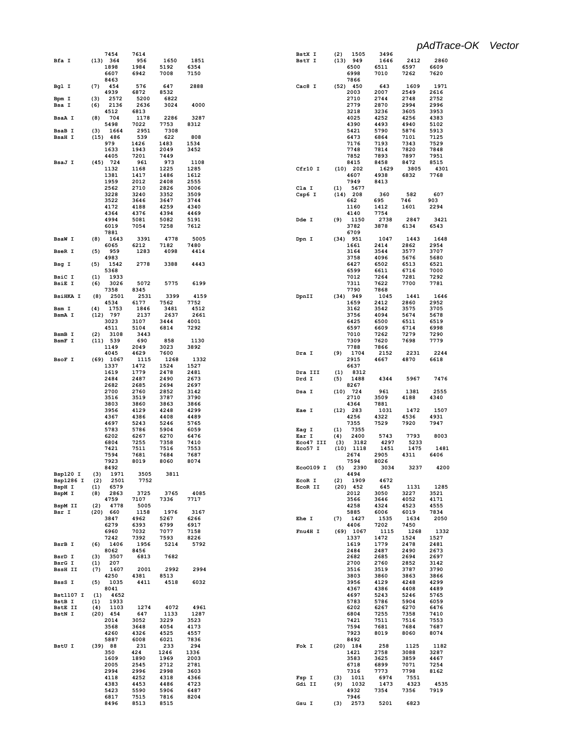# pAdTrace-OK Vector

```
                7454    7614
Bfa I      (13) 364     956     1650    1851
                1898    1984    5192    6354
                6607    6942    7008    7150
                8463
Bgl I      (7)  454     576     647     2888
                4939    6872    8532
Bpm I      (3)  2572    5200    6822
Bsa I      (6)  2136    2636    3024    4000
                4512    6813
BsaA I     (8)  704     1178    2286    3287
                5498    7022    7753    8312
BsaB I     (3)  1664    2951    7308
BsaH I     (15) 486     539     622     808
                979     1426    1483    1534
                1633    1943    2049    3452
                4405    7201    7449
BsaJ I     (45) 724     961     973     1108
                1132    1168    1225    1285
                1381    1417    1486    1612
                1959    2012    2408    2555
                2562    2710    2826    3006
                3228    3240    3352    3509
                3522    3646    3647    3744
                4172    4188    4259    4340
                4364    4376    4394    4469
                4994    5081    5082    5191
                6019    7054    7258    7612
                7881
BsaW I     (8)  1643    3391    4778    5005
                6065    6212    7182    7480
BseR I     (5)  959     1283    4098    4414
                4983
Bsg I      (5)  1542    2778    3388    4443
                5368
BsiC I     (1)  1933
BsiE I     (6)  3026    5072    5775    6199
                7358    8345
BsiHKA I   (8)  2501    2531    3399    4159
                4534    6177    7562    7752
Bsm I      (4)  1753    1846    3481    4512
BsmA I     (12) 797     2137    2637    2661
                3023    3107    3444    4001
                4511    5104    6814    7292
BsmB I     (2)  3108    3443
BsmF I     (11) 539     690     858     1130
                1149    2049    3023    3892
                4045    4629    7600
BsoF I     (69) 1067    1115    1268    1332
                1337    1472    1524    1527
                1619    1779    2478    2481
                2484    2487    2490    2673
                2682    2685    2694    2697
                2700    2760    2852    3142
                3516    3519    3787    3790
                3803    3860    3863    3866
                3956    4129    4248    4299
                4367    4386    4408    4489
                4697    5243    5246    5765
                5783    5786    5904    6059
                6202    6267    6270    6476
                6804    7255    7358    7410
                7421    7511    7516    7553
                7594    7681    7684    7687
                7923    8019    8060    8074
                8492
Bsp120 I   (3)  1971    3505    3811
Bsp1286 I  (2)  2501    7752
BspH I     (1)  6579
BspM I     (8)  2863    3725    3765    4085
                4759    7107    7336    7717
BspM II    (2)  4778    5005
Bsr I      (20) 660     1158    1976    3167
                3847    4962    5267    6266
                6279    6393    6799    6917
                6960    7032    7077    7158
                7242    7392    7593    8226
BsrB I     (6)  1406    1956    5214    5792
                8062    8456
BsrD I     (3)  3507    6813    7682
BsrG I     (1)  207
BssH II    (7)  1607    2001    2992    2994
                4250    4381    8513
BssS I     (5)  1035    4411    4518    6032
                8041
Bst1107 I  (1)  4652
BstB I     (1)  1933
BstE II    (4)  1103    1274    4072    4961
BstN I     (20) 454     647     1133    1287
                2014    3052    3229    3523
                3568    3648    4054    4173
                4260    4326    4525    4557
                5887    6008    6021    7836
BstU I     (39) 88      231     233     294
                350     424     1246    1336
                1609    1890    1969    2003
                2005    2545    2712    2781
                2994    2996    2998    3603
                4118    4252    4318    4366
                4383    4453    4486    4723
                5423    5590    5906    6487
                6817    7515    7816    8204
                8496    8513    8515
BstX I     (2)  1505    3496
BstY I     (13) 949     1646    2412    2860
                6500    6511    6597    6609
                6998    7010    7262    7620
                7866
Cac8 I     (52) 450     643     1609    1971
                2003    2007    2549    2616
                2710    2744    2748    2752
                2779    2870    2994    2996
                3218    3236    3605    3953
                4025    4252    4256    4383
                4390    4493    4940    5102
                5421    5790    5876    5913
                6473    6864    7101    7125
                7176    7193    7343    7529
                7748    7814    7820    7848
                7852    7893    7897    7951
                8415    8458    8472    8515
Cfr10 I    (10) 202     1629    3805    4301
                4607    4938    6832    7768
                7949    8413
Cla I      (1)  5677
Csp6 I     (14) 208     360     582     607
                662     695     746     903
                1160    1412    1601    2294
                4140    7754
Dde I      (9)  1150    2738    2847    3421
                3782    3878    6134    6543
                6709
Dpn I      (34) 951     1047    1443    1648
                1661    2414    2862    2954
                3164    3544    3577    3707
                3758    4096    5676    5680
                6427    6502    6513    6521
                6599    6611    6716    7000
                7012    7264    7281    7292
                7311    7622    7700    7781
                7790    7868
DpnII      (34) 949     1045    1441    1646
                1659    2412    2860    2952
                3162    3542    3575    3705
                3756    4094    5674    5678
                6425    6500    6511    6519
                6597    6609    6714    6998
                7010    7262    7279    7290
                7309    7620    7698    7779
                7788    7866
Dra I      (9)  1704    2152    2231    2244
                2915    4667    4870    6618
                6637
Dra III    (1)  8312
Drd I      (5)  1488    4344    5967    7476
                8267
Dsa I      (10) 724     961     1381    2555
                2710    3509    4188    4340
                4364    7881
Eae I      (12) 283     1031    1472    1507
                4256    4322    4536    4931
                7355    7529    7920    7947
Eag I      (1)  7355
Ear I      (4)  2400    5743    7793    8003
Eco47 III  (3)  3182    4297    5233
Eco57 I    (10) 1118    1451    1475    1481
                2674    2905    4311    6406
                7594    8026
EcoO109 I  (5)  2390    3034    3237    4200
                4494
EcoR I     (2)  1909    4672
EcoR II    (20) 452     645     1131    1285
                2012    3050    3227    3521
                3566    3646    4052    4171
                4258    4324    4523    4555
                5885    6006    6019    7834
Ehe I      (7)  1427    1535    1634    2050
                4406    7202    7450
Fnu4H I    (69) 1067    1115    1268    1332
                1337    1472    1524    1527
                1619    1779    2478    2481
                2484    2487    2490    2673
                2682    2685    2694    2697
                2700    2760    2852    3142
                3516    3519    3787    3790
                3803    3860    3863    3866
                3956    4129    4248    4299
                4367    4386    4408    4489
                4697    5243    5246    5765
                5783    5786    5904    6059
                6202    6267    6270    6476
                6804    7255    7358    7410
                7421    7511    7516    7553
                7594    7681    7684    7687
                7923    8019    8060    8074
                8492
Fok I      (20) 184     258     1125    1182
                1421    2758    3088    3287
                3583    3625    3859    4467
                6718    6899    7071    7254
                7316    7773    7798    8162
Fsp I      (3)  1011    6974    7551
Gdi II     (9)  1032    1473    4323    4535
                4932    7354    7356    7919
                7946
Gsu I      (3)  2573    5201    6823
```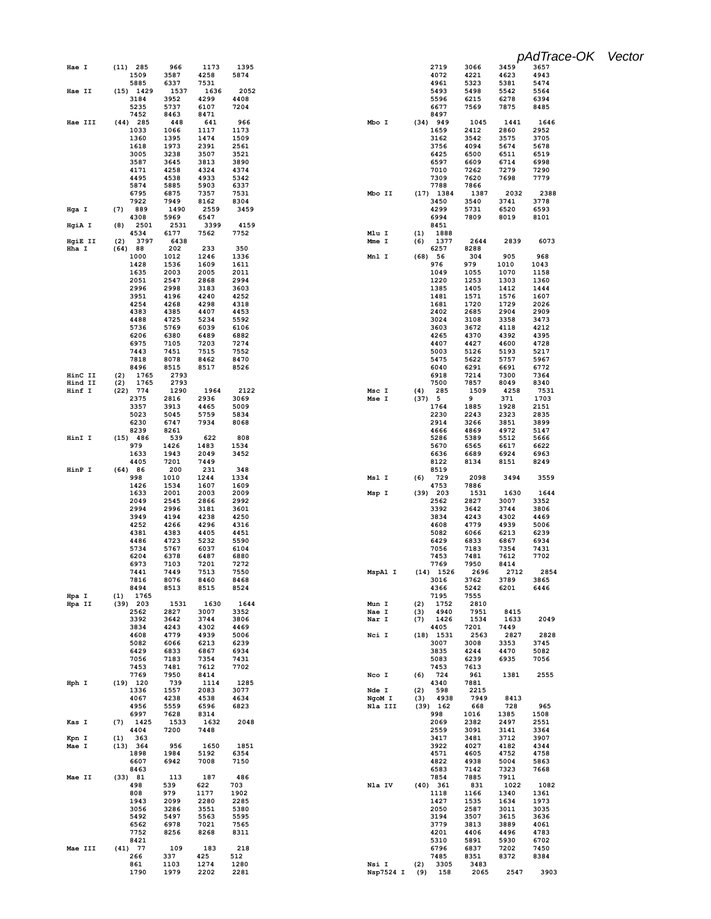*pAdTrace-OK Vector*

```
Hae I      (11) 285    966    1173   1395
                1509   3587   4258   5874
                5885   6337   7531
Hae II     (15) 1429   1537   1636   2052
                3184   3952   4299   4408
                5235   5737   6107   7204
                7452   8463   8471
Hae III    (44) 285    448    641    966
                1033   1066   1117   1173
                1360   1395   1474   1509
                1618   1973   2391   2561
                3005   3238   3507   3521
                3587   3645   3813   3890
                4171   4258   4324   4374
                4495   4538   4933   5342
                5874   5885   5903   6337
                6795   6875   7357   7531
                7922   7949   8162   8304
Hga I      (7)  889    1490   2559   3459
                4308   5969   6547
HgiA I     (8)  2501   2531   3399   4159
                4534   6177   7562   7752
HgiE II    (2)  3797   6438
Hha I      (64) 88     202    233    350
                1000   1012   1246   1336
                1428   1536   1609   1611
                1635   2003   2005   2011
                2051   2547   2868   2994
                2996   2998   3183   3603
                3951   4196   4240   4252
                4254   4268   4298   4318
                4383   4385   4407   4453
                4488   4725   5234   5592
                5736   5769   6039   6106
                6206   6380   6489   6882
                6975   7105   7203   7274
                7443   7451   7515   7552
                7818   8078   8462   8470
                8496   8515   8517   8526
HinC II    (2)  1765   2793
Hind II    (2)  1765   2793
Hinf I     (22) 774    1290   1964   2122
                2375   2816   2936   3069
                3357   3913   4465   5009
                5023   5045   5759   5834
                6230   6747   7934   8068
                8239   8261
HinI I     (15) 486    539    622    808
                979    1426   1483   1534
                1633   1943   2049   3452
                4405   7201   7449
HinP I     (64) 86     200    231    348
                998    1010   1244   1334
                1426   1534   1607   1609
                1633   2001   2003   2009
                2049   2545   2866   2992
                2994   2996   3181   3601
                3949   4194   4238   4250
                4252   4266   4296   4316
                4381   4383   4405   4451
                4486   4723   5232   5590
                5734   5767   6037   6104
                6204   6378   6487   6880
                6973   7103   7201   7272
                7441   7449   7513   7550
                7816   8076   8460   8468
                8494   8513   8515   8524
Hpa I      (1)  1765
Hpa II     (39) 203    1531   1630   1644
                2562   2827   3007   3352
                3392   3642   3744   3806
                3834   4243   4302   4469
                4608   4779   4939   5006
                5082   6066   6213   6239
                6429   6833   6867   6934
                7056   7183   7354   7431
                7453   7481   7612   7702
                7769   7950   8414
Hph I      (19) 120    739    1114   1285
                1336   1557   2083   3077
                4067   4238   4538   4634
                4956   5559   6596   6823
                6997   7628   8314
Kas I      (7)  1425   1533   1632   2048
                4404   7200   7448
Kpn I      (1)  363
Mae I      (13) 364    956    1650   1851
                1898   1984   5192   6354
                6607   6942   7008   7150
                8463
Mae II     (33) 81     113    187    486
                498    539    622    703
                808    979    1177   1902
                1943   2099   2280   2285
                3056   3286   3551   5380
                5492   5497   5563   5595
                6562   6978   7021   7565
                7752   8256   8268   8311
                8421
Mae III    (41) 77     109    183    218
                266    337    425    512
                861    1103   1274   1280
                1790   1979   2202   2281
                2719   3066   3459   3657
                4072   4221   4623   4943
                4961   5323   5381   5474
                5493   5498   5542   5564
                5596   6215   6278   6394
                6677   7569   7875   8485
                8497
Mbo I      (34) 949    1045   1441   1646
                1659   2412   2860   2952
                3162   3542   3575   3705
                3756   4094   5674   5678
                6425   6500   6511   6519
                6597   6609   6714   6998
                7010   7262   7279   7290
                7309   7620   7698   7779
                7788   7866
Mbo II     (17) 1384   1387   2032   2388
                3450   3540   3741   3778
                4299   5731   6520   6593
                6994   7809   8019   8101
                8451
Mlu I      (1)  1888
Mme I      (6)  1377   2644   2839   6073
                6257   8288
Mnl I      (68) 56     304    905    968
                976    979    1010   1043
                1049   1055   1070   1158
                1220   1253   1303   1360
                1385   1405   1412   1444
                1481   1571   1576   1607
                1681   1720   1729   2026
                2402   2685   2904   2909
                3024   3108   3358   3473
                3603   3672   4118   4212
                4265   4370   4392   4395
                4407   4427   4600   4728
                5003   5126   5193   5217
                5475   5622   5757   5967
                6040   6291   6691   6772
                6918   7214   7300   7364
                7500   7857   8049   8340
Msc I      (4)  285    1509   4258   7531
Mse I      (37) 5      9      371    1703
                1764   1885   1928   2151
                2230   2243   2323   2835
                2914   3266   3851   3899
                4666   4869   4972   5147
                5286   5389   5512   5666
                5670   6565   6617   6622
                6636   6689   6924   6963
                8122   8134   8151   8249
                8519
Msl I      (6)  729    2098   3494   3559
                4753   7886
Msp I      (39) 203    1531   1630   1644
                2562   2827   3007   3352
                3392   3642   3744   3806
                3834   4243   4302   4469
                4608   4779   4939   5006
                5082   6066   6213   6239
                6429   6833   6867   6934
                7056   7183   7354   7431
                7453   7481   7612   7702
                7769   7950   8414
MspA1 I    (14) 1526   2696   2712   2854
                3016   3762   3789   3865
                4366   5242   6201   6446
                7195   7555
Mun I      (2)  1752   2810
Nae I      (3)  4940   7951   8415
Nar I      (7)  1426   1534   1633   2049
                4405   7201   7449
Nci I      (18) 1531   2563   2827   2828
                3007   3008   3353   3745
                3835   4244   4470   5082
                5083   6239   6935   7056
                7453   7613
Nco I      (6)  724    961    1381   2555
                4340   7881
Nde I      (2)  598    2215
NgoM I     (3)  4938   7949   8413
Nla III    (39) 162    668    728    965
                998    1016   1385   1508
                2069   2382   2497   2551
                2559   3091   3141   3364
                3417   3481   3712   3907
                3922   4027   4182   4344
                4571   4605   4752   4758
                4822   4938   5004   5863
                6583   7142   7323   7668
                7854   7885   7911
Nla IV     (40) 361    831    1022   1082
                1118   1166   1340   1361
                1427   1535   1634   1973
                2050   2587   3011   3035
                3194   3507   3615   3636
                3779   3813   3889   4061
                4201   4406   4496   4783
                5310   5891   5930   6702
                6796   6837   7202   7450
                7485   8351   8372   8384
Nsi I      (2)  3305   3483
Nsp7524 I  (9)  158    2065   2547   3903
```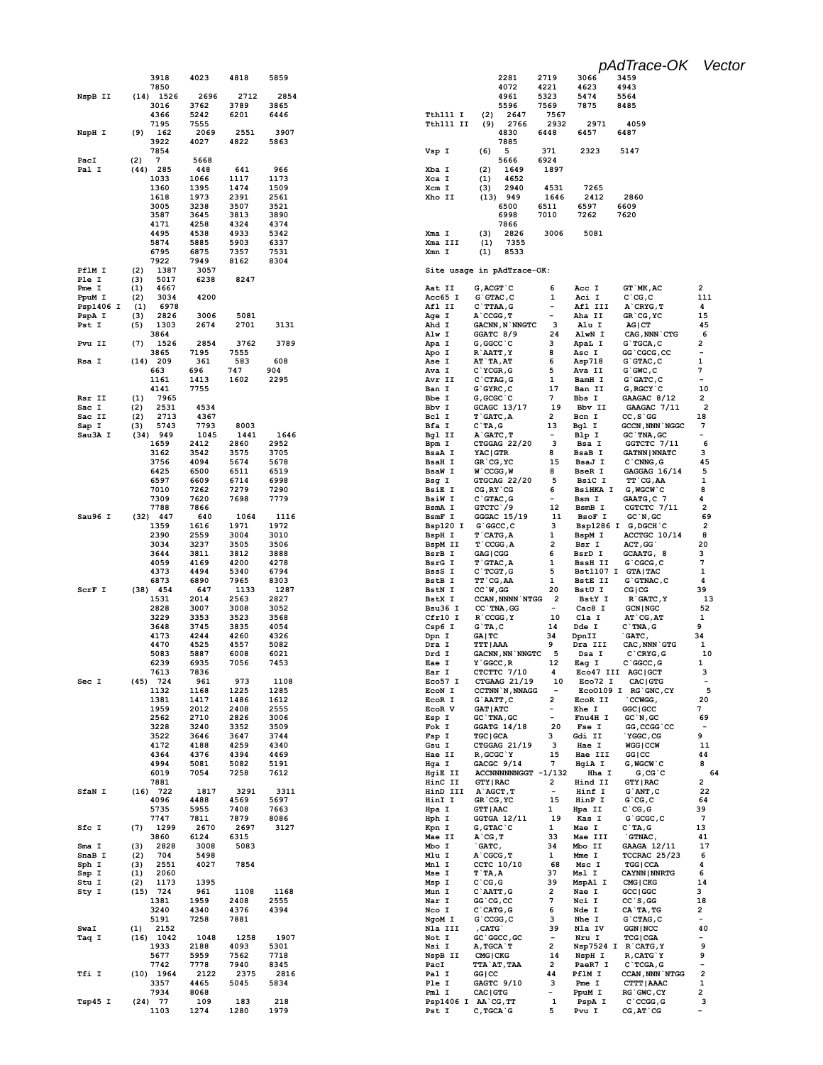```
             3918    4023    4818    5859
             7850
NspB II   (14) 1526    2696    2712    2854
             3016    3762    3789    3865
             4366    5242    6201    6446
             7195    7555
NspH I    (9)  162     2069    2551    3907
             3922    4027    4822    5863
             7854
PacI      (2)  7       5668
Pal I     (44) 285     448     641     966
             1033    1066    1117    1173
             1360    1395    1474    1509
             1618    1973    2391    2561
             3005    3238    3507    3521
             3587    3645    3813    3890
             4171    4258    4324    4374
             4495    4538    4933    5342
             5874    5885    5903    6337
             6795    6875    7357    7531
             7922    7949    8162    8304
PflM I    (2)  1387    3057
Ple I     (3)  5017    6238    8247
Pme I     (1)  4667
PpuM I    (2)  3034    4200
Psp1406 I (1)  6978
PspA I    (3)  2826    3006    5081
Pst I     (5)  1303    2674    2701    3131
             3864
Pvu II    (7)  1526    2854    3762    3789
             3865    7195    7555
Rsa I     (14) 209     361     583     608
             663     696     747     904
             1161    1413    1602    2295
             4141    7755
Rsr II    (1)  7965
Sac I     (2)  2531    4534
Sac II    (2)  2713    4367
Sap I     (3)  5743    7793    8003
Sau3A I   (34) 949     1045    1441    1646
             1659    2412    2860    2952
             3162    3542    3575    3705
             3756    4094    5674    5678
             6425    6500    6511    6519
             6597    6609    6714    6998
             7010    7262    7279    7290
             7309    7620    7698    7779
             7788    7866
Sau96 I   (32) 447     640     1064    1116
             1359    1616    1971    1972
             2390    2559    3004    3010
             3034    3237    3505    3506
             3644    3811    3812    3888
             4059    4169    4200    4278
             4373    4494    5340    6794
             6873    6890    7965    8303
ScrF I    (38) 454     647     1133    1287
             1531    2014    2563    2827
             2828    3007    3008    3052
             3229    3353    3523    3568
             3648    3745    3835    4054
             4173    4244    4260    4326
             4470    4525    4557    5082
             5083    5887    6008    6021
             6239    6935    7056    7453
             7613    7836
Sec I     (45) 724     961     973     1108
             1132    1168    1225    1285
             1381    1417    1486    1612
             1959    2012    2408    2555
             2562    2710    2826    3006
             3228    3240    3352    3509
             3522    3646    3647    3744
             4172    4188    4259    4340
             4364    4376    4394    4469
             4994    5081    5082    5191
             6019    7054    7258    7612
             7881
SfaN I    (16) 722     1817    3291    3311
             4096    4488    4569    5697
             5735    5955    7408    7663
             7747    7811    7879    8086
Sfc I     (7)  1299    2670    2697    3127
             3860    6124    6315
Sma I     (3)  2828    3008    5083
SnaB I    (2)  704     5498
Sph I     (3)  2551    4027    7854
Ssp I     (1)  2060
Stu I     (2)  1173    1395
Sty I     (15) 724     961     1108    1168
             1381    1959    2408    2555
             3240    4340    4376    4394
             5191    7258    7881
SwaI      (1)  2152
Taq I     (16) 1042    1048    1258    1907
             1933    2188    4093    5301
             5677    5959    7562    7718
             7742    7778    7940    8345
Tfi I     (10) 1964    2122    2375    2816
             3357    4465    5045    5834
             7934    8068
Tsp45 I   (24) 77      109     183     218
             1103    1274    1280    1979
             2281    2719    3066    3459
             4072    4221    4623    4943
             4961    5323    5474    5564
             5596    7569    7875    8485
Tth111 I  (2)  2647    7567
Tth111 II (9)  2766    2932    2971    4059
             4830    6448    6457    6487
             7885
Vsp I     (6)  5       371     2323    5147
             5666    6924
Xba I     (2)  1649    1897
Xca I     (1)  4652
Xcm I     (3)  2940    4531    7265
Xho II    (13) 949     1646    2412    2860
             6500    6511    6597    6609
             6998    7010    7262    7620
             7866
Xma I     (3)  2826    3006    5081
Xma III   (1)  7355
Xmn I     (1)  8533
```

Site usage in pAdTrace-OK:

```
Aat II    G,ACGT`C         6     Acc I     GT`MK,AC          2
Acc65 I   G`GTAC,C         1     Aci I     C`CG,C            111
Afl II    C`TTAA,G         -     Afl III   A`CRYG,T          4
Age I     A`CCGG,T         -     Aha II    GR`CG,YC          15
Ahd I     GACNN,N`NNGTC    3     Alu I     AG|CT             45
Alw I     GGATC 8/9        24    AlwN I    CAG,NNN`CTG       6
Apa I     G,GGCC`C         3     ApaL I    G`TGCA,C          2
Apo I     R`AATT,Y         8     Asc I     GG`CGCG,CC        -
Ase I     AT`TA,AT         6     Asp718    G`GTAC,C          1
Ava I     C`YCGR,G         5     Ava II    G`GWC,C           7
Avr II    C`CTAG,G         1     BamH I    G`GATC,C          -
Ban I     G`GYRC,C         17    Ban II    G,RGCY`C          10
Bbe I     G,GCGC`C         7     Bbs I     GAAGAC 8/12       2
Bbv I     GCAGC 13/17      19    Bbv II    GAAGAC 7/11       2
Bcl I     T`GATC,A         2     Bcn I     CC,S`GG           18
Bfa I     C`TA,G           13    Bgl I     GCCN,NNN`NGGC     7
Bgl II    A`GATC,T         -     Blp I     GC`TNA,GC         -
Bpm I     CTGGAG 22/20     3     Bsa I     GGTCTC 7/11       6
BsaA I    YAC|GTR          8     BsaB I    GATNN|NNATC       3
BsaH I    GR`CG,YC         15    BsaJ I    C`CNNG,G          45
BsaW I    W`CCGG,W         8     BseR I    GAGGAG 16/14      5
Bsg I     GTGCAG 22/20     5     BsiC I    TT`CG,AA          1
BsiE I    CG,RY`CG         6     BsiHKA I  G,WGCW`C          8
BsiW I    C`GTAC,G         -     Bsm I     GAATG,C 7         4
BsmA I    GTCTC`/9         12    BsmB I    CGTCTC 7/11       2
BsmF I    GGGAC 15/19      11    BsoF I    GC`N,GC           69
Bsp120 I  G`GGCC,C         3     Bsp1286 I G,DGCH`C          2
BspH I    T`CATG,A         1     BspM I    ACCTGC 10/14      8
BspM II   T`CCGG,A         2     Bsr I     ACT,GG`           20
BsrB I    GAG|CGG          6     BsrD I    GCAATG, 8         3
BsrG I    T`GTAC,A         1     BssH II   G`CGCG,C          7
BssS I    C`TCGT,G         5     Bst1107 I GTA|TAC           1
BstB I    TT`CG,AA         1     BstE II   G`GTNAC,C         4
BstN I    CC`W,GG          20    BstU I    CG|CG             39
BstX I    CCAN,NNNN`NTGG   2     BstY I    R`GATC,Y          13
Bsu36 I   CC`TNA,GG        -     Cac8 I    GCN|NGC           52
Cfr10 I   R`CCGG,Y         10    Cla I     AT`CG,AT          1
Csp6 I    G`TA,C           14    Dde I     C`TNA,G           9
Dpn I     GA|TC            34    DpnII     `GATC,            34
Dra I     TTT|AAA          9     Dra III   CAC,NNN`GTG       1
Drd I     GACNN,NN`NNGTC   5     Dsa I     C`CRYG,G          10
Eae I     Y`GGCC,R         12    Eag I     C`GGCC,G          1
Ear I     CTCTTC 7/10      4     Eco47 III AGC|GCT           3
Eco57 I   CTGAAG 21/19     10    Eco72 I   CAC|GTG           -
EcoN I    CCTNN`N,NNAGG    -     EcoO109 I RG`GNC,CY         5
EcoR I    G`AATT,C         2     EcoR II   `CCWGG,           20
EcoR V    GAT|ATC          -     Ehe I     GGC|GCC           7
Esp I     GC`TNA,GC        -     Fnu4H I   GC`N,GC           69
Fok I     GGATG 14/18      20    Fse I     GG,CCGG`CC        -
Fsp I     TGC|GCA          3     Gdi II    `YGGC,CG          9
Gsu I     CTGGAG 21/19     3     Hae I     WGG|CCW           11
Hae II    R,GCGC`Y         15    Hae III   GG|CC             44
Hga I     GACGC 9/14       7     HgiA I    G,WGCW`C          8
HgiE II   ACCNNNNNNGGT -1/132    Hha I     G,CG`C            64
HinC II   GTY|RAC          2     Hind II   GTY|RAC           2
HinD III  A`AGCT,T         -     Hinf I    G`ANT,C           22
HinI I    GR`CG,YC         15    HinP I    G`CG,C            64
Hpa I     GTT|AAC          1     Hpa II    C`CG,G            39
Hph I     GGTGA 12/11      19    Kas I     G`GCGC,C          7
Kpn I     G,GTAC`C         1     Mae I     C`TA,G            13
Mae II    A`CG,T           33    Mae III   `GTNAC,           41
Mbo I     `GATC,           34    Mbo II    GAAGA 12/11       17
Mlu I     A`CGCG,T         1     Mme I     TCCRAC 25/23      6
Mnl I     CCTC 10/10       68    Msc I     TGG|CCA           4
Mse I     T`TA,A           37    Msl I     CAYNN|NNRTG       6
Msp I     C`CG,G           39    MspA1 I   CMG|CKG           14
Mun I     C`AATT,G         2     Nae I     GCC|GGC           3
Nar I     GG`CG,CC         7     Nci I     CC`S,GG           18
Nco I     C`CATG,G         6     Nde I     CA`TA,TG          2
NgoM I    G`CCGG,C         3     Nhe I     G`CTAG,C          -
Nla III   ,CATG`           39    Nla IV    GGN|NCC           40
Not I     GC`GGCC,GC       -     Nru I     TCG|CGA           -
Nsi I     A,TGCA`T         2     Nsp7524 I R`CATG,Y          9
NspB II   CMG|CKG          14    NspH I    R,CATG`Y          9
PacI      TTA`AT,TAA       2     PaeR7 I   C`TCGA,G          -
Pal I     GG|CC            44    PflM I    CCAN,NNN`NTGG     2
Ple I     GAGTC 9/10       3     Pme I     CTTT|AAAC         1
Pml I     CAC|GTG          -     PpuM I    RG`GWC,CY         2
Psp1406 I AA`CG,TT         1     PspA I    C`CCGG,G          3
Pst I     C,TGCA`G         5     Pvu I     CG,AT`CG          -
```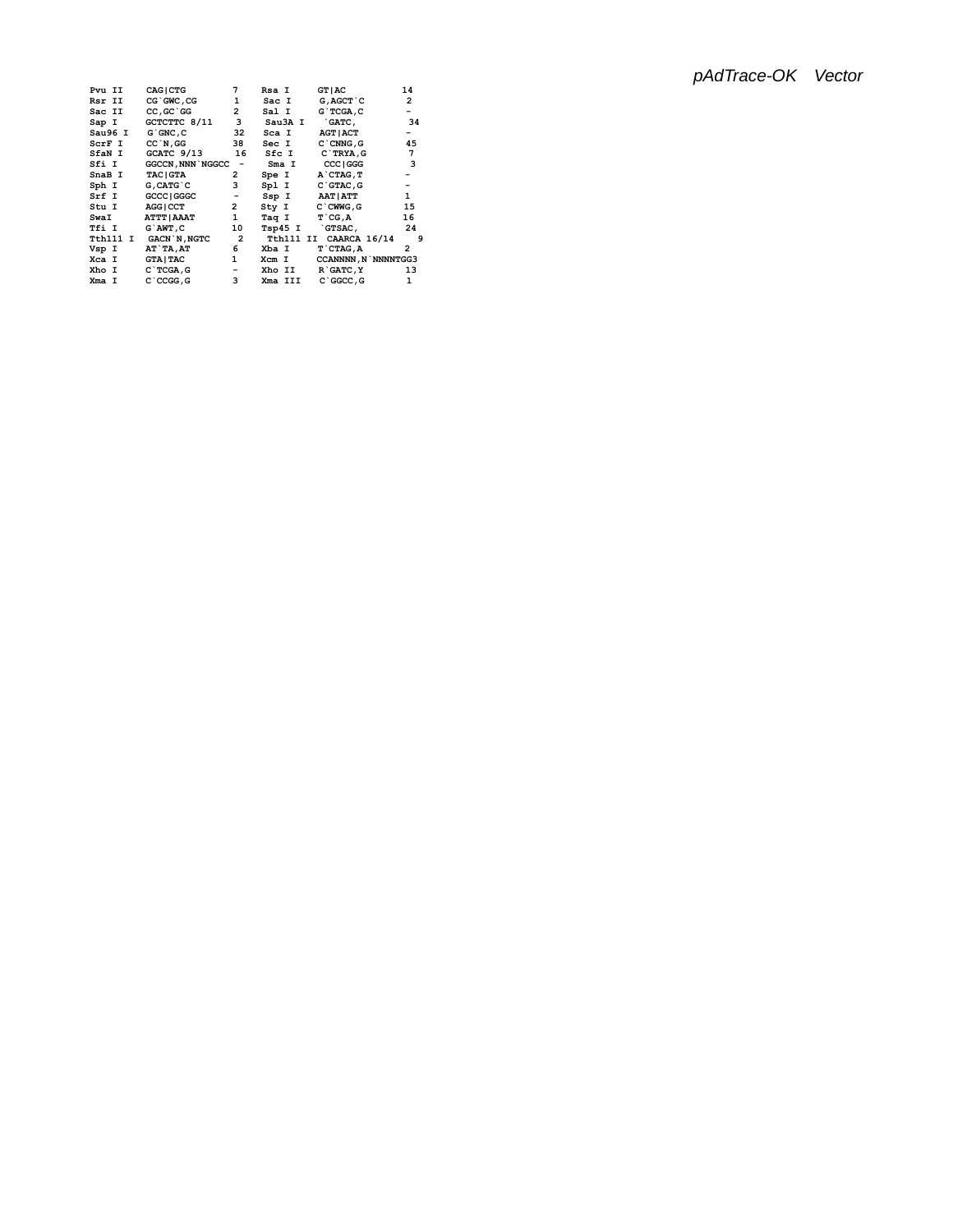*pAdTrace-OK Vector*

| | | | | | |
|---|---|---|---|---|---|
| Pvu II | CAG\|CTG | 7 | Rsa I | GT\|AC | 14 |
| Rsr II | CG`GWC,CG | 1 | Sac I | G,AGCT`C | 2 |
| Sac II | CC,GC`GG | 2 | Sal I | G`TCGA,C | - |
| Sap I | GCTCTTC 8/11 | 3 | Sau3A I | `GATC, | 34 |
| Sau96 I | G`GNC,C | 32 | Sca I | AGT\|ACT | - |
| ScrF I | CC`N,GG | 38 | Sec I | C`CNNG,G | 45 |
| SfaN I | GCATC 9/13 | 16 | Sfc I | C`TRYA,G | 7 |
| Sfi I | GGCCN,NNN`NGGCC | - | Sma I | CCC\|GGG | 3 |
| SnaB I | TAC\|GTA | 2 | Spe I | A`CTAG,T | - |
| Sph I | G,CATG`C | 3 | Spl I | C`GTAC,G | - |
| Srf I | GCCC\|GGGC | - | Ssp I | AAT\|ATT | 1 |
| Stu I | AGG\|CCT | 2 | Sty I | C`CWWG,G | 15 |
| SwaI | ATTT\|AAAT | 1 | Taq I | T`CG,A | 16 |
| Tfi I | G`AWT,C | 10 | Tsp45 I | `GTSAC, | 24 |
| Tth111 I | GACN`N,NGTC | 2 | Tth111 II | CAARCA 16/14 | 9 |
| Vsp I | AT`TA,AT | 6 | Xba I | T`CTAG,A | 2 |
| Xca I | GTA\|TAC | 1 | Xcm I | CCANNNN,N`NNNNTGG | 3 |
| Xho I | C`TCGA,G | - | Xho II | R`GATC,Y | 13 |
| Xma I | C`CCGG,G | 3 | Xma III | C`GGCC,G | 1 |